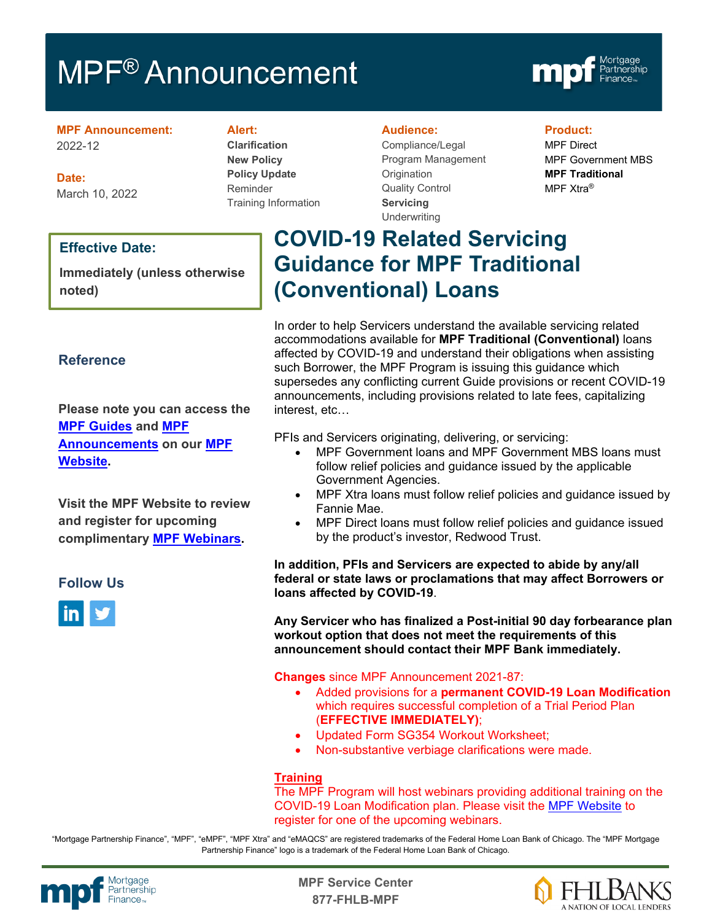# MPF® Announcement

**MPF Announcement:**
2022-12

**Date:**
March 10, 2022

**Alert:**
**Clarification**
**New Policy**
**Policy Update**
Reminder
Training Information

**Audience:**
Compliance/Legal
Program Management
Origination
Quality Control
**Servicing**
Underwriting

**Product:**
MPF Direct
MPF Government MBS
**MPF Traditional**
MPF Xtra®

**Effective Date:**

**Immediately (unless otherwise noted)**

## COVID-19 Related Servicing Guidance for MPF Traditional (Conventional) Loans

In order to help Servicers understand the available servicing related accommodations available for **MPF Traditional (Conventional)** loans affected by COVID-19 and understand their obligations when assisting such Borrower, the MPF Program is issuing this guidance which supersedes any conflicting current Guide provisions or recent COVID-19 announcements, including provisions related to late fees, capitalizing interest, etc…

PFIs and Servicers originating, delivering, or servicing:

- MPF Government loans and MPF Government MBS loans must follow relief policies and guidance issued by the applicable Government Agencies.
- MPF Xtra loans must follow relief policies and guidance issued by Fannie Mae.
- MPF Direct loans must follow relief policies and guidance issued by the product's investor, Redwood Trust.

**In addition, PFIs and Servicers are expected to abide by any/all federal or state laws or proclamations that may affect Borrowers or loans affected by COVID-19**.

**Any Servicer who has finalized a Post-initial 90 day forbearance plan workout option that does not meet the requirements of this announcement should contact their MPF Bank immediately.**

**Changes** since MPF Announcement 2021-87:

- Added provisions for a **permanent COVID-19 Loan Modification** which requires successful completion of a Trial Period Plan (**EFFECTIVE IMMEDIATELY**);
- Updated Form SG354 Workout Worksheet;
- Non-substantive verbiage clarifications were made.

**Training**

The MPF Program will host webinars providing additional training on the COVID-19 Loan Modification plan. Please visit the MPF Website to register for one of the upcoming webinars.

### Reference

**Please note you can access the MPF Guides and MPF Announcements on our MPF Website.**

**Visit the MPF Website to review and register for upcoming complimentary MPF Webinars.**

### Follow Us

"Mortgage Partnership Finance", "MPF", "eMPF", "MPF Xtra" and "eMAQCS" are registered trademarks of the Federal Home Loan Bank of Chicago. The "MPF Mortgage Partnership Finance" logo is a trademark of the Federal Home Loan Bank of Chicago.

**MPF Service Center**
**877-FHLB-MPF**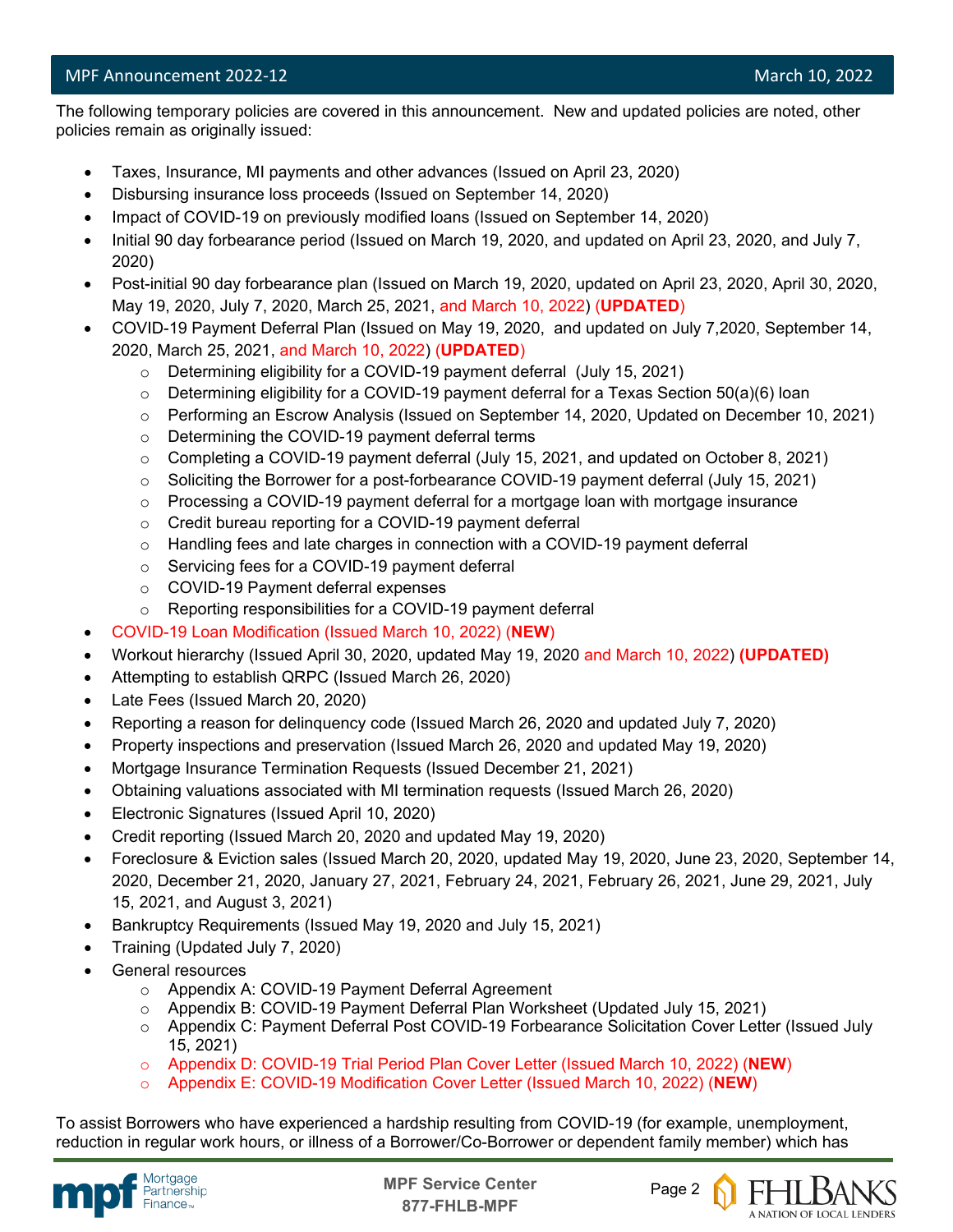The following temporary policies are covered in this announcement. New and updated policies are noted, other policies remain as originally issued:

- Taxes, Insurance, MI payments and other advances (Issued on April 23, 2020)
- Disbursing insurance loss proceeds (Issued on September 14, 2020)
- Impact of COVID-19 on previously modified loans (Issued on September 14, 2020)
- Initial 90 day forbearance period (Issued on March 19, 2020, and updated on April 23, 2020, and July 7, 2020)
- Post-initial 90 day forbearance plan (Issued on March 19, 2020, updated on April 23, 2020, April 30, 2020, May 19, 2020, July 7, 2020, March 25, 2021, and March 10, 2022) (**UPDATED**)
- COVID-19 Payment Deferral Plan (Issued on May 19, 2020, and updated on July 7,2020, September 14, 2020, March 25, 2021, and March 10, 2022) (**UPDATED**)
  - Determining eligibility for a COVID-19 payment deferral (July 15, 2021)
  - Determining eligibility for a COVID-19 payment deferral for a Texas Section 50(a)(6) loan
  - Performing an Escrow Analysis (Issued on September 14, 2020, Updated on December 10, 2021)
  - Determining the COVID-19 payment deferral terms
  - Completing a COVID-19 payment deferral (July 15, 2021, and updated on October 8, 2021)
  - Soliciting the Borrower for a post-forbearance COVID-19 payment deferral (July 15, 2021)
  - Processing a COVID-19 payment deferral for a mortgage loan with mortgage insurance
  - Credit bureau reporting for a COVID-19 payment deferral
  - Handling fees and late charges in connection with a COVID-19 payment deferral
  - Servicing fees for a COVID-19 payment deferral
  - COVID-19 Payment deferral expenses
  - Reporting responsibilities for a COVID-19 payment deferral
- COVID-19 Loan Modification (Issued March 10, 2022) (**NEW**)
- Workout hierarchy (Issued April 30, 2020, updated May 19, 2020 and March 10, 2022) **(UPDATED)**
- Attempting to establish QRPC (Issued March 26, 2020)
- Late Fees (Issued March 20, 2020)
- Reporting a reason for delinquency code (Issued March 26, 2020 and updated July 7, 2020)
- Property inspections and preservation (Issued March 26, 2020 and updated May 19, 2020)
- Mortgage Insurance Termination Requests (Issued December 21, 2021)
- Obtaining valuations associated with MI termination requests (Issued March 26, 2020)
- Electronic Signatures (Issued April 10, 2020)
- Credit reporting (Issued March 20, 2020 and updated May 19, 2020)
- Foreclosure & Eviction sales (Issued March 20, 2020, updated May 19, 2020, June 23, 2020, September 14, 2020, December 21, 2020, January 27, 2021, February 24, 2021, February 26, 2021, June 29, 2021, July 15, 2021, and August 3, 2021)
- Bankruptcy Requirements (Issued May 19, 2020 and July 15, 2021)
- Training (Updated July 7, 2020)
- General resources
  - Appendix A: COVID-19 Payment Deferral Agreement
  - Appendix B: COVID-19 Payment Deferral Plan Worksheet (Updated July 15, 2021)
  - Appendix C: Payment Deferral Post COVID-19 Forbearance Solicitation Cover Letter (Issued July 15, 2021)
  - Appendix D: COVID-19 Trial Period Plan Cover Letter (Issued March 10, 2022) (**NEW**)
  - Appendix E: COVID-19 Modification Cover Letter (Issued March 10, 2022) (**NEW**)

To assist Borrowers who have experienced a hardship resulting from COVID-19 (for example, unemployment, reduction in regular work hours, or illness of a Borrower/Co-Borrower or dependent family member) which has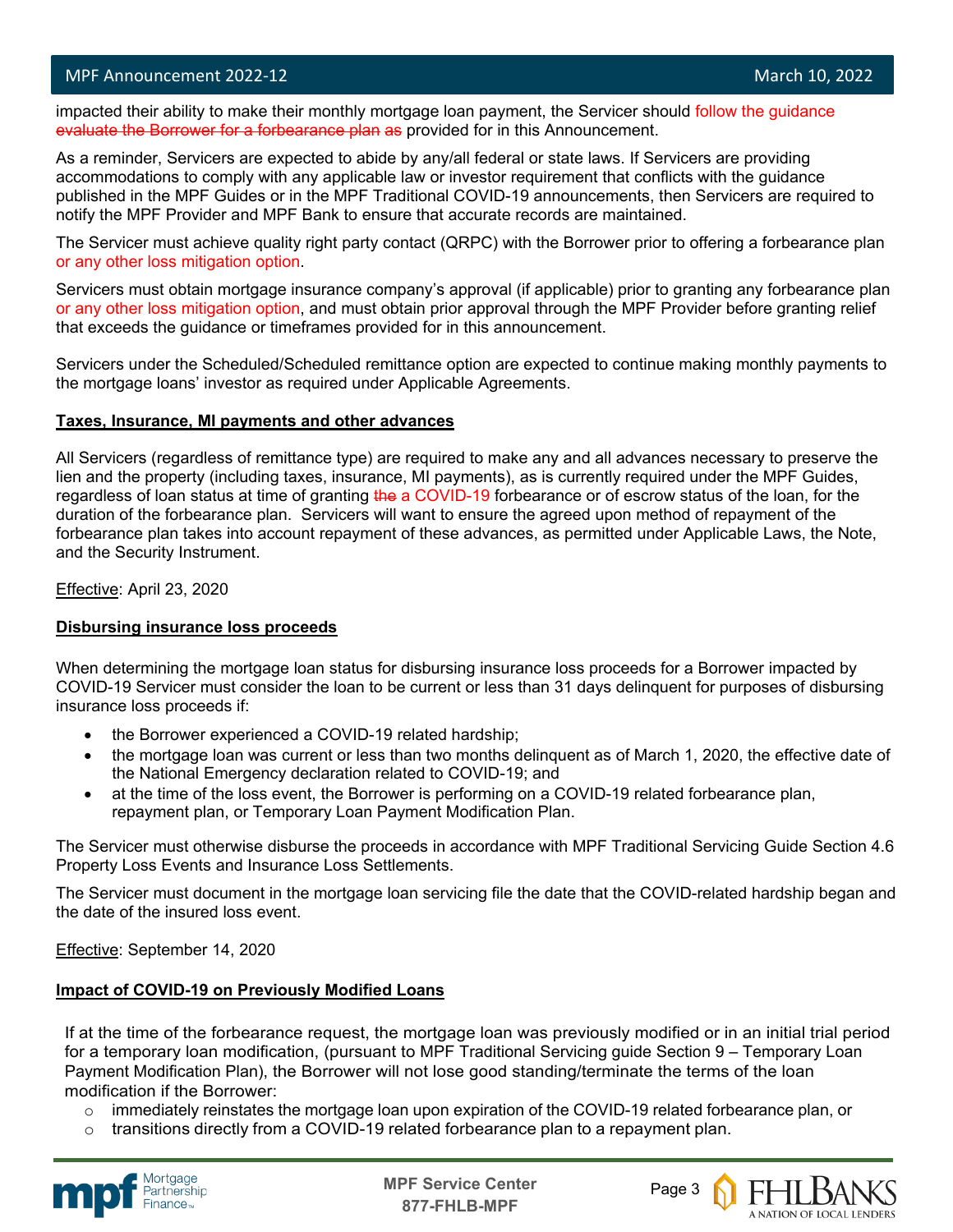impacted their ability to make their monthly mortgage loan payment, the Servicer should follow the guidance ~~evaluate the Borrower for a forbearance plan as~~ provided for in this Announcement.

As a reminder, Servicers are expected to abide by any/all federal or state laws. If Servicers are providing accommodations to comply with any applicable law or investor requirement that conflicts with the guidance published in the MPF Guides or in the MPF Traditional COVID-19 announcements, then Servicers are required to notify the MPF Provider and MPF Bank to ensure that accurate records are maintained.

The Servicer must achieve quality right party contact (QRPC) with the Borrower prior to offering a forbearance plan or any other loss mitigation option.

Servicers must obtain mortgage insurance company's approval (if applicable) prior to granting any forbearance plan or any other loss mitigation option, and must obtain prior approval through the MPF Provider before granting relief that exceeds the guidance or timeframes provided for in this announcement.

Servicers under the Scheduled/Scheduled remittance option are expected to continue making monthly payments to the mortgage loans' investor as required under Applicable Agreements.

**Taxes, Insurance, MI payments and other advances**

All Servicers (regardless of remittance type) are required to make any and all advances necessary to preserve the lien and the property (including taxes, insurance, MI payments), as is currently required under the MPF Guides, regardless of loan status at time of granting ~~the~~ a COVID-19 forbearance or of escrow status of the loan, for the duration of the forbearance plan. Servicers will want to ensure the agreed upon method of repayment of the forbearance plan takes into account repayment of these advances, as permitted under Applicable Laws, the Note, and the Security Instrument.

Effective: April 23, 2020

**Disbursing insurance loss proceeds**

When determining the mortgage loan status for disbursing insurance loss proceeds for a Borrower impacted by COVID-19 Servicer must consider the loan to be current or less than 31 days delinquent for purposes of disbursing insurance loss proceeds if:

- the Borrower experienced a COVID-19 related hardship;
- the mortgage loan was current or less than two months delinquent as of March 1, 2020, the effective date of the National Emergency declaration related to COVID-19; and
- at the time of the loss event, the Borrower is performing on a COVID-19 related forbearance plan, repayment plan, or Temporary Loan Payment Modification Plan.

The Servicer must otherwise disburse the proceeds in accordance with MPF Traditional Servicing Guide Section 4.6 Property Loss Events and Insurance Loss Settlements.

The Servicer must document in the mortgage loan servicing file the date that the COVID-related hardship began and the date of the insured loss event.

Effective: September 14, 2020

**Impact of COVID-19 on Previously Modified Loans**

If at the time of the forbearance request, the mortgage loan was previously modified or in an initial trial period for a temporary loan modification, (pursuant to MPF Traditional Servicing guide Section 9 – Temporary Loan Payment Modification Plan), the Borrower will not lose good standing/terminate the terms of the loan modification if the Borrower:

- immediately reinstates the mortgage loan upon expiration of the COVID-19 related forbearance plan, or
- transitions directly from a COVID-19 related forbearance plan to a repayment plan.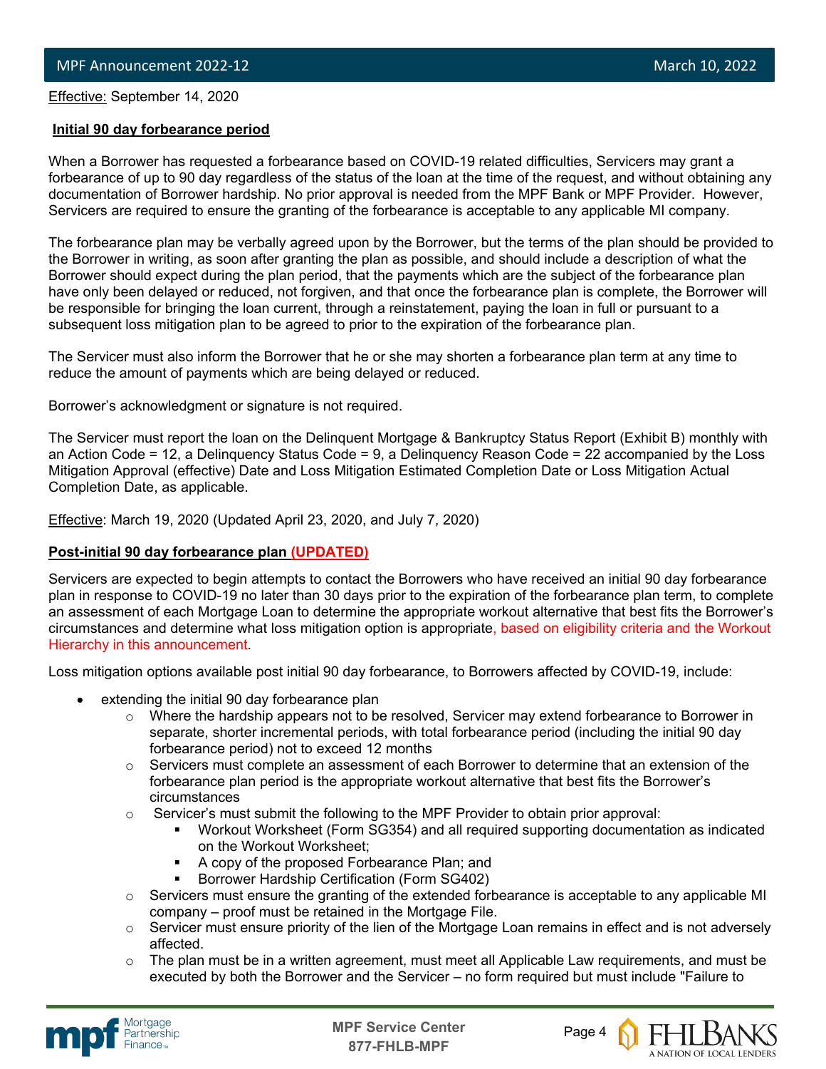Effective: September 14, 2020

**Initial 90 day forbearance period**

When a Borrower has requested a forbearance based on COVID-19 related difficulties, Servicers may grant a forbearance of up to 90 day regardless of the status of the loan at the time of the request, and without obtaining any documentation of Borrower hardship. No prior approval is needed from the MPF Bank or MPF Provider. However, Servicers are required to ensure the granting of the forbearance is acceptable to any applicable MI company.

The forbearance plan may be verbally agreed upon by the Borrower, but the terms of the plan should be provided to the Borrower in writing, as soon after granting the plan as possible, and should include a description of what the Borrower should expect during the plan period, that the payments which are the subject of the forbearance plan have only been delayed or reduced, not forgiven, and that once the forbearance plan is complete, the Borrower will be responsible for bringing the loan current, through a reinstatement, paying the loan in full or pursuant to a subsequent loss mitigation plan to be agreed to prior to the expiration of the forbearance plan.

The Servicer must also inform the Borrower that he or she may shorten a forbearance plan term at any time to reduce the amount of payments which are being delayed or reduced.

Borrower's acknowledgment or signature is not required.

The Servicer must report the loan on the Delinquent Mortgage & Bankruptcy Status Report (Exhibit B) monthly with an Action Code = 12, a Delinquency Status Code = 9, a Delinquency Reason Code = 22 accompanied by the Loss Mitigation Approval (effective) Date and Loss Mitigation Estimated Completion Date or Loss Mitigation Actual Completion Date, as applicable.

Effective: March 19, 2020 (Updated April 23, 2020, and July 7, 2020)

**Post-initial 90 day forbearance plan (UPDATED)**

Servicers are expected to begin attempts to contact the Borrowers who have received an initial 90 day forbearance plan in response to COVID-19 no later than 30 days prior to the expiration of the forbearance plan term, to complete an assessment of each Mortgage Loan to determine the appropriate workout alternative that best fits the Borrower's circumstances and determine what loss mitigation option is appropriate, based on eligibility criteria and the Workout Hierarchy in this announcement.

Loss mitigation options available post initial 90 day forbearance, to Borrowers affected by COVID-19, include:

- extending the initial 90 day forbearance plan
  - Where the hardship appears not to be resolved, Servicer may extend forbearance to Borrower in separate, shorter incremental periods, with total forbearance period (including the initial 90 day forbearance period) not to exceed 12 months
  - Servicers must complete an assessment of each Borrower to determine that an extension of the forbearance plan period is the appropriate workout alternative that best fits the Borrower's circumstances
  - Servicer's must submit the following to the MPF Provider to obtain prior approval:
    - Workout Worksheet (Form SG354) and all required supporting documentation as indicated on the Workout Worksheet;
    - A copy of the proposed Forbearance Plan; and
    - Borrower Hardship Certification (Form SG402)
  - Servicers must ensure the granting of the extended forbearance is acceptable to any applicable MI company – proof must be retained in the Mortgage File.
  - Servicer must ensure priority of the lien of the Mortgage Loan remains in effect and is not adversely affected.
  - The plan must be in a written agreement, must meet all Applicable Law requirements, and must be executed by both the Borrower and the Servicer – no form required but must include "Failure to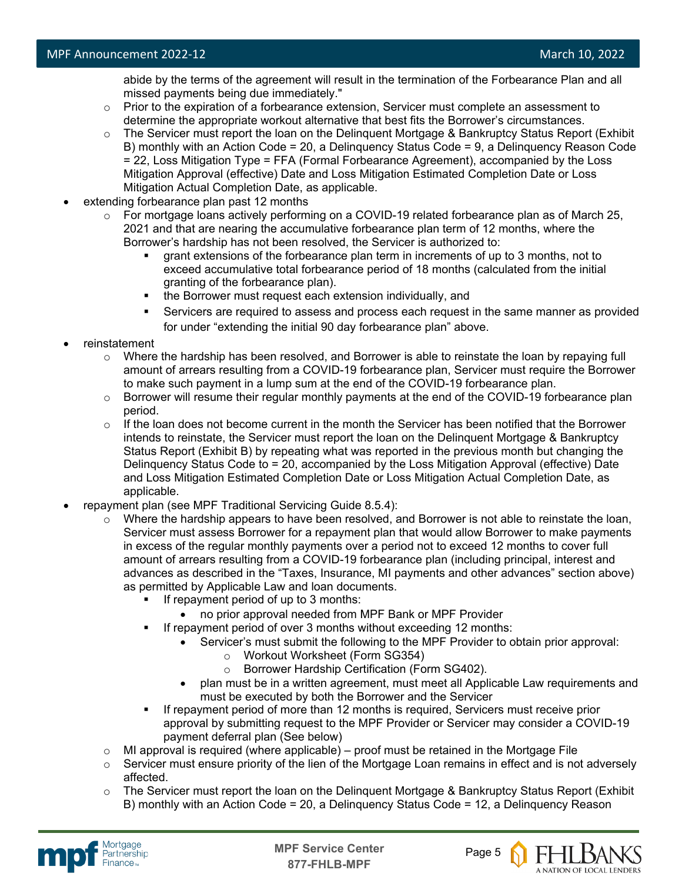abide by the terms of the agreement will result in the termination of the Forbearance Plan and all missed payments being due immediately."

  - Prior to the expiration of a forbearance extension, Servicer must complete an assessment to determine the appropriate workout alternative that best fits the Borrower's circumstances.
  - The Servicer must report the loan on the Delinquent Mortgage & Bankruptcy Status Report (Exhibit B) monthly with an Action Code = 20, a Delinquency Status Code = 9, a Delinquency Reason Code = 22, Loss Mitigation Type = FFA (Formal Forbearance Agreement), accompanied by the Loss Mitigation Approval (effective) Date and Loss Mitigation Estimated Completion Date or Loss Mitigation Actual Completion Date, as applicable.
- extending forbearance plan past 12 months
  - For mortgage loans actively performing on a COVID-19 related forbearance plan as of March 25, 2021 and that are nearing the accumulative forbearance plan term of 12 months, where the Borrower's hardship has not been resolved, the Servicer is authorized to:
    - grant extensions of the forbearance plan term in increments of up to 3 months, not to exceed accumulative total forbearance period of 18 months (calculated from the initial granting of the forbearance plan).
    - the Borrower must request each extension individually, and
    - Servicers are required to assess and process each request in the same manner as provided for under "extending the initial 90 day forbearance plan" above.
- reinstatement
  - Where the hardship has been resolved, and Borrower is able to reinstate the loan by repaying full amount of arrears resulting from a COVID-19 forbearance plan, Servicer must require the Borrower to make such payment in a lump sum at the end of the COVID-19 forbearance plan.
  - Borrower will resume their regular monthly payments at the end of the COVID-19 forbearance plan period.
  - If the loan does not become current in the month the Servicer has been notified that the Borrower intends to reinstate, the Servicer must report the loan on the Delinquent Mortgage & Bankruptcy Status Report (Exhibit B) by repeating what was reported in the previous month but changing the Delinquency Status Code to = 20, accompanied by the Loss Mitigation Approval (effective) Date and Loss Mitigation Estimated Completion Date or Loss Mitigation Actual Completion Date, as applicable.
- repayment plan (see MPF Traditional Servicing Guide 8.5.4):
  - Where the hardship appears to have been resolved, and Borrower is not able to reinstate the loan, Servicer must assess Borrower for a repayment plan that would allow Borrower to make payments in excess of the regular monthly payments over a period not to exceed 12 months to cover full amount of arrears resulting from a COVID-19 forbearance plan (including principal, interest and advances as described in the "Taxes, Insurance, MI payments and other advances" section above) as permitted by Applicable Law and loan documents.
    - If repayment period of up to 3 months:
      - no prior approval needed from MPF Bank or MPF Provider
    - If repayment period of over 3 months without exceeding 12 months:
      - Servicer's must submit the following to the MPF Provider to obtain prior approval:
        - Workout Worksheet (Form SG354)
        - Borrower Hardship Certification (Form SG402).
      - plan must be in a written agreement, must meet all Applicable Law requirements and must be executed by both the Borrower and the Servicer
    - If repayment period of more than 12 months is required, Servicers must receive prior approval by submitting request to the MPF Provider or Servicer may consider a COVID-19 payment deferral plan (See below)
  - MI approval is required (where applicable) – proof must be retained in the Mortgage File
  - Servicer must ensure priority of the lien of the Mortgage Loan remains in effect and is not adversely affected.
  - The Servicer must report the loan on the Delinquent Mortgage & Bankruptcy Status Report (Exhibit B) monthly with an Action Code = 20, a Delinquency Status Code = 12, a Delinquency Reason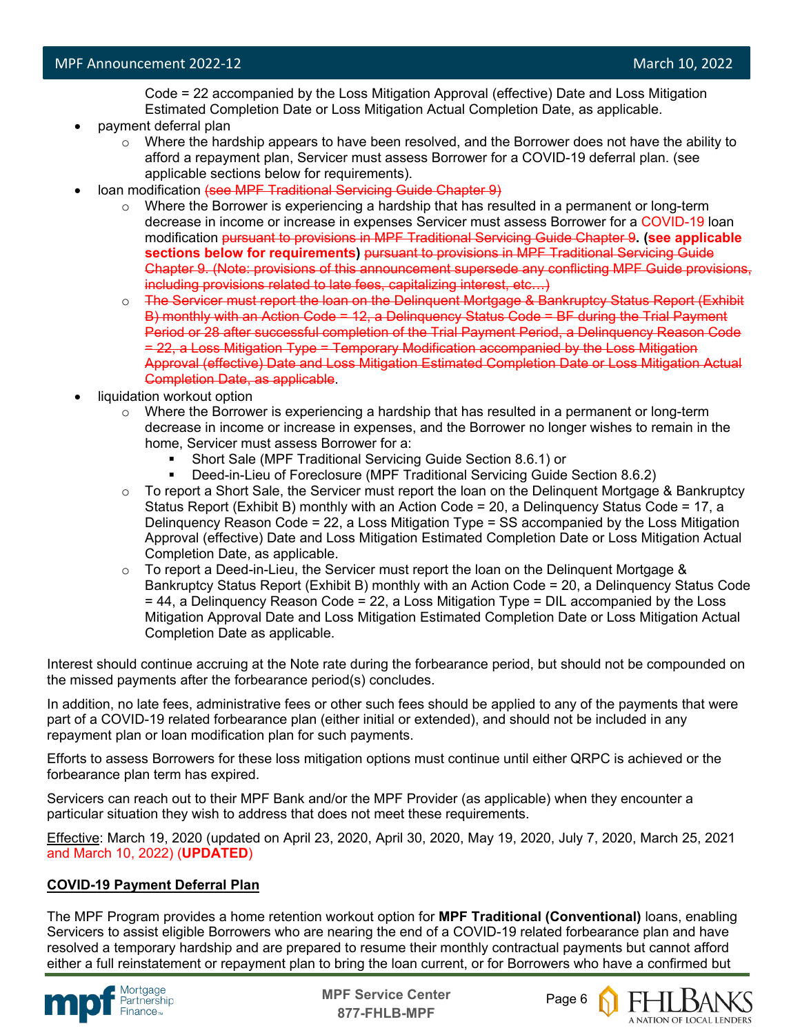Code = 22 accompanied by the Loss Mitigation Approval (effective) Date and Loss Mitigation Estimated Completion Date or Loss Mitigation Actual Completion Date, as applicable.

- payment deferral plan
  - Where the hardship appears to have been resolved, and the Borrower does not have the ability to afford a repayment plan, Servicer must assess Borrower for a COVID-19 deferral plan. (see applicable sections below for requirements).
- loan modification ~~(see MPF Traditional Servicing Guide Chapter 9)~~
  - Where the Borrower is experiencing a hardship that has resulted in a permanent or long-term decrease in income or increase in expenses Servicer must assess Borrower for a COVID-19 loan modification ~~pursuant to provisions in MPF Traditional Servicing Guide Chapter 9~~. **(see applicable sections below for requirements)** ~~pursuant to provisions in MPF Traditional Servicing Guide Chapter 9. (Note: provisions of this announcement supersede any conflicting MPF Guide provisions, including provisions related to late fees, capitalizing interest, etc…)~~
  - ~~The Servicer must report the loan on the Delinquent Mortgage & Bankruptcy Status Report (Exhibit B) monthly with an Action Code = 12, a Delinquency Status Code = BF during the Trial Payment Period or 28 after successful completion of the Trial Payment Period, a Delinquency Reason Code = 22, a Loss Mitigation Type = Temporary Modification accompanied by the Loss Mitigation Approval (effective) Date and Loss Mitigation Estimated Completion Date or Loss Mitigation Actual Completion Date, as applicable~~.
- liquidation workout option
  - Where the Borrower is experiencing a hardship that has resulted in a permanent or long-term decrease in income or increase in expenses, and the Borrower no longer wishes to remain in the home, Servicer must assess Borrower for a:
    - Short Sale (MPF Traditional Servicing Guide Section 8.6.1) or
    - Deed-in-Lieu of Foreclosure (MPF Traditional Servicing Guide Section 8.6.2)
  - To report a Short Sale, the Servicer must report the loan on the Delinquent Mortgage & Bankruptcy Status Report (Exhibit B) monthly with an Action Code = 20, a Delinquency Status Code = 17, a Delinquency Reason Code = 22, a Loss Mitigation Type = SS accompanied by the Loss Mitigation Approval (effective) Date and Loss Mitigation Estimated Completion Date or Loss Mitigation Actual Completion Date, as applicable.
  - To report a Deed-in-Lieu, the Servicer must report the loan on the Delinquent Mortgage & Bankruptcy Status Report (Exhibit B) monthly with an Action Code = 20, a Delinquency Status Code = 44, a Delinquency Reason Code = 22, a Loss Mitigation Type = DIL accompanied by the Loss Mitigation Approval Date and Loss Mitigation Estimated Completion Date or Loss Mitigation Actual Completion Date as applicable.

Interest should continue accruing at the Note rate during the forbearance period, but should not be compounded on the missed payments after the forbearance period(s) concludes.

In addition, no late fees, administrative fees or other such fees should be applied to any of the payments that were part of a COVID-19 related forbearance plan (either initial or extended), and should not be included in any repayment plan or loan modification plan for such payments.

Efforts to assess Borrowers for these loss mitigation options must continue until either QRPC is achieved or the forbearance plan term has expired.

Servicers can reach out to their MPF Bank and/or the MPF Provider (as applicable) when they encounter a particular situation they wish to address that does not meet these requirements.

Effective: March 19, 2020 (updated on April 23, 2020, April 30, 2020, May 19, 2020, July 7, 2020, March 25, 2021 and March 10, 2022) (**UPDATED**)

**COVID-19 Payment Deferral Plan**

The MPF Program provides a home retention workout option for **MPF Traditional (Conventional)** loans, enabling Servicers to assist eligible Borrowers who are nearing the end of a COVID-19 related forbearance plan and have resolved a temporary hardship and are prepared to resume their monthly contractual payments but cannot afford either a full reinstatement or repayment plan to bring the loan current, or for Borrowers who have a confirmed but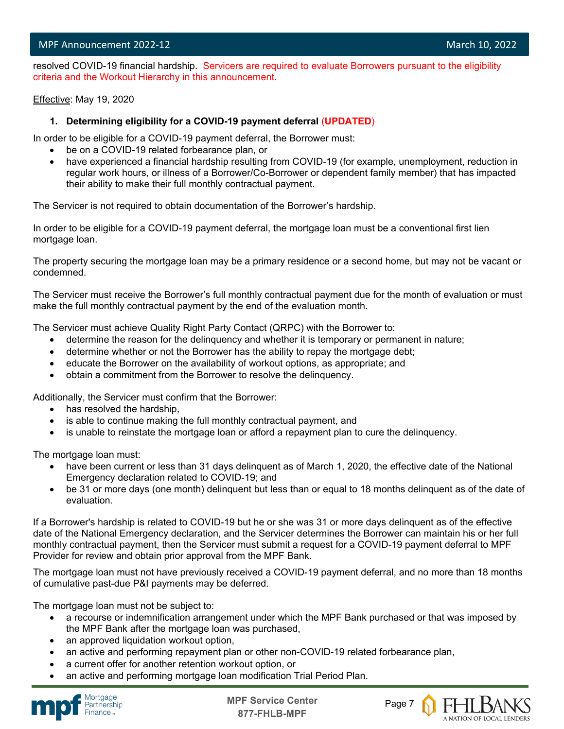resolved COVID-19 financial hardship. Servicers are required to evaluate Borrowers pursuant to the eligibility criteria and the Workout Hierarchy in this announcement.

Effective: May 19, 2020

### 1. Determining eligibility for a COVID-19 payment deferral (UPDATED)

In order to be eligible for a COVID-19 payment deferral, the Borrower must:

- be on a COVID-19 related forbearance plan, or
- have experienced a financial hardship resulting from COVID-19 (for example, unemployment, reduction in regular work hours, or illness of a Borrower/Co-Borrower or dependent family member) that has impacted their ability to make their full monthly contractual payment.

The Servicer is not required to obtain documentation of the Borrower's hardship.

In order to be eligible for a COVID-19 payment deferral, the mortgage loan must be a conventional first lien mortgage loan.

The property securing the mortgage loan may be a primary residence or a second home, but may not be vacant or condemned.

The Servicer must receive the Borrower's full monthly contractual payment due for the month of evaluation or must make the full monthly contractual payment by the end of the evaluation month.

The Servicer must achieve Quality Right Party Contact (QRPC) with the Borrower to:

- determine the reason for the delinquency and whether it is temporary or permanent in nature;
- determine whether or not the Borrower has the ability to repay the mortgage debt;
- educate the Borrower on the availability of workout options, as appropriate; and
- obtain a commitment from the Borrower to resolve the delinquency.

Additionally, the Servicer must confirm that the Borrower:

- has resolved the hardship,
- is able to continue making the full monthly contractual payment, and
- is unable to reinstate the mortgage loan or afford a repayment plan to cure the delinquency.

The mortgage loan must:

- have been current or less than 31 days delinquent as of March 1, 2020, the effective date of the National Emergency declaration related to COVID-19; and
- be 31 or more days (one month) delinquent but less than or equal to 18 months delinquent as of the date of evaluation.

If a Borrower's hardship is related to COVID-19 but he or she was 31 or more days delinquent as of the effective date of the National Emergency declaration, and the Servicer determines the Borrower can maintain his or her full monthly contractual payment, then the Servicer must submit a request for a COVID-19 payment deferral to MPF Provider for review and obtain prior approval from the MPF Bank.

The mortgage loan must not have previously received a COVID-19 payment deferral, and no more than 18 months of cumulative past-due P&I payments may be deferred.

The mortgage loan must not be subject to:

- a recourse or indemnification arrangement under which the MPF Bank purchased or that was imposed by the MPF Bank after the mortgage loan was purchased,
- an approved liquidation workout option,
- an active and performing repayment plan or other non-COVID-19 related forbearance plan,
- a current offer for another retention workout option, or
- an active and performing mortgage loan modification Trial Period Plan.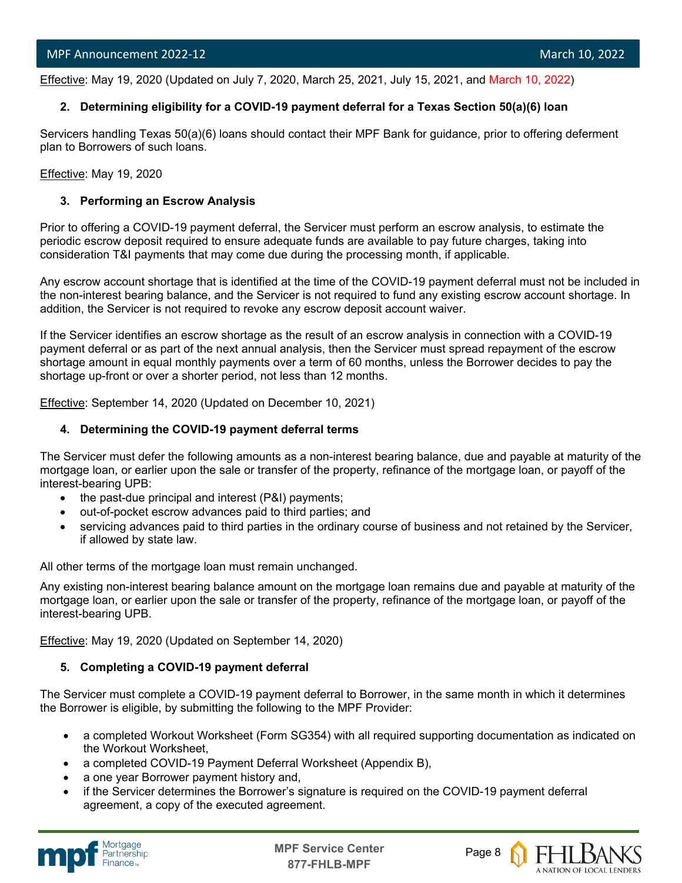Effective: May 19, 2020 (Updated on July 7, 2020, March 25, 2021, July 15, 2021, and March 10, 2022)

**2. Determining eligibility for a COVID-19 payment deferral for a Texas Section 50(a)(6) loan**

Servicers handling Texas 50(a)(6) loans should contact their MPF Bank for guidance, prior to offering deferment plan to Borrowers of such loans.

Effective: May 19, 2020

**3. Performing an Escrow Analysis**

Prior to offering a COVID-19 payment deferral, the Servicer must perform an escrow analysis, to estimate the periodic escrow deposit required to ensure adequate funds are available to pay future charges, taking into consideration T&I payments that may come due during the processing month, if applicable.

Any escrow account shortage that is identified at the time of the COVID-19 payment deferral must not be included in the non-interest bearing balance, and the Servicer is not required to fund any existing escrow account shortage. In addition, the Servicer is not required to revoke any escrow deposit account waiver.

If the Servicer identifies an escrow shortage as the result of an escrow analysis in connection with a COVID-19 payment deferral or as part of the next annual analysis, then the Servicer must spread repayment of the escrow shortage amount in equal monthly payments over a term of 60 months, unless the Borrower decides to pay the shortage up-front or over a shorter period, not less than 12 months.

Effective: September 14, 2020 (Updated on December 10, 2021)

**4. Determining the COVID-19 payment deferral terms**

The Servicer must defer the following amounts as a non-interest bearing balance, due and payable at maturity of the mortgage loan, or earlier upon the sale or transfer of the property, refinance of the mortgage loan, or payoff of the interest-bearing UPB:

- the past-due principal and interest (P&I) payments;
- out-of-pocket escrow advances paid to third parties; and
- servicing advances paid to third parties in the ordinary course of business and not retained by the Servicer, if allowed by state law.

All other terms of the mortgage loan must remain unchanged.

Any existing non-interest bearing balance amount on the mortgage loan remains due and payable at maturity of the mortgage loan, or earlier upon the sale or transfer of the property, refinance of the mortgage loan, or payoff of the interest-bearing UPB.

Effective: May 19, 2020 (Updated on September 14, 2020)

**5. Completing a COVID-19 payment deferral**

The Servicer must complete a COVID-19 payment deferral to Borrower, in the same month in which it determines the Borrower is eligible, by submitting the following to the MPF Provider:

- a completed Workout Worksheet (Form SG354) with all required supporting documentation as indicated on the Workout Worksheet,
- a completed COVID-19 Payment Deferral Worksheet (Appendix B),
- a one year Borrower payment history and,
- if the Servicer determines the Borrower's signature is required on the COVID-19 payment deferral agreement, a copy of the executed agreement.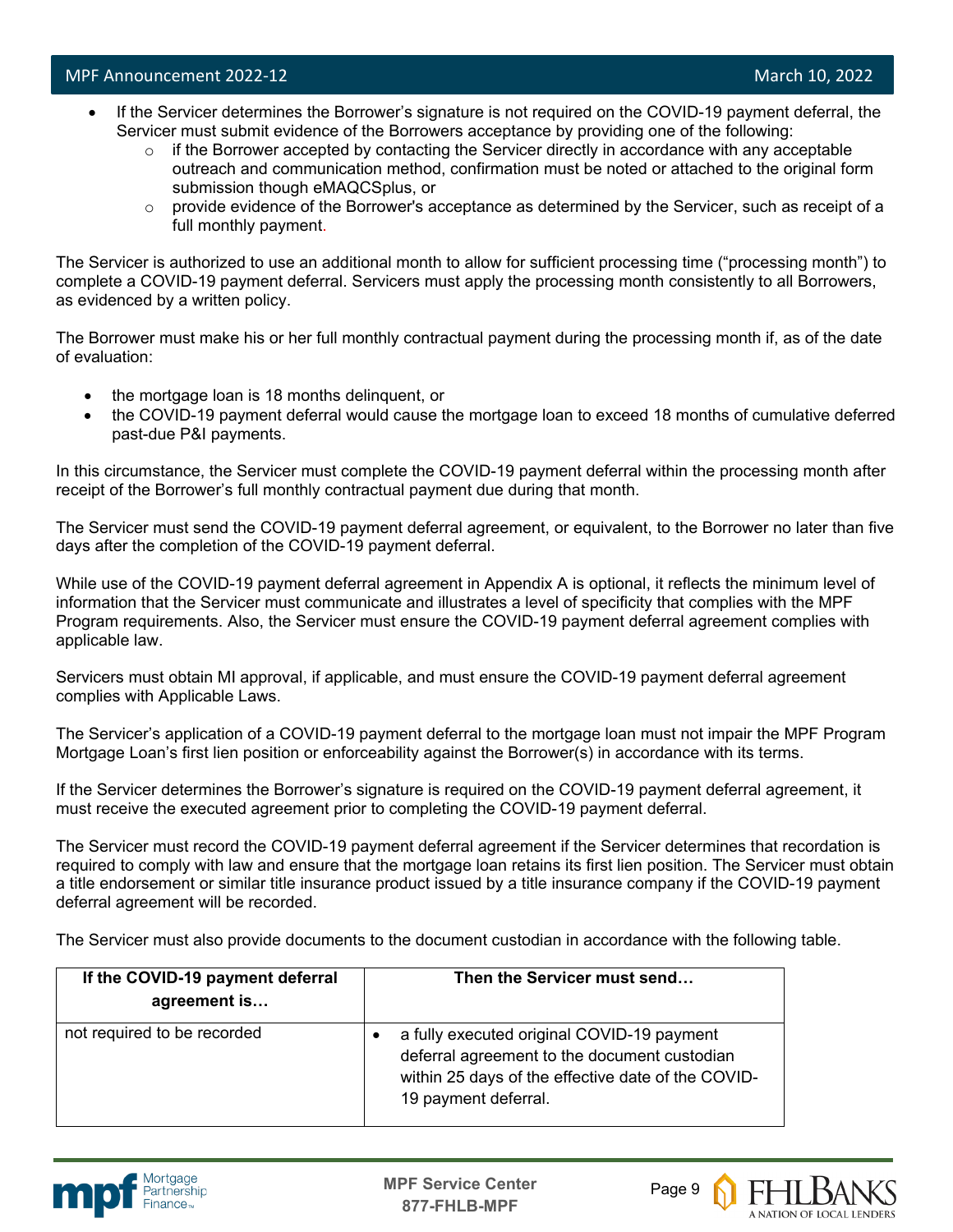- If the Servicer determines the Borrower's signature is not required on the COVID-19 payment deferral, the Servicer must submit evidence of the Borrowers acceptance by providing one of the following:
    - if the Borrower accepted by contacting the Servicer directly in accordance with any acceptable outreach and communication method, confirmation must be noted or attached to the original form submission though eMAQCSplus, or
    - provide evidence of the Borrower's acceptance as determined by the Servicer, such as receipt of a full monthly payment.

The Servicer is authorized to use an additional month to allow for sufficient processing time ("processing month") to complete a COVID-19 payment deferral. Servicers must apply the processing month consistently to all Borrowers, as evidenced by a written policy.

The Borrower must make his or her full monthly contractual payment during the processing month if, as of the date of evaluation:

- the mortgage loan is 18 months delinquent, or
- the COVID-19 payment deferral would cause the mortgage loan to exceed 18 months of cumulative deferred past-due P&I payments.

In this circumstance, the Servicer must complete the COVID-19 payment deferral within the processing month after receipt of the Borrower's full monthly contractual payment due during that month.

The Servicer must send the COVID-19 payment deferral agreement, or equivalent, to the Borrower no later than five days after the completion of the COVID-19 payment deferral.

While use of the COVID-19 payment deferral agreement in Appendix A is optional, it reflects the minimum level of information that the Servicer must communicate and illustrates a level of specificity that complies with the MPF Program requirements. Also, the Servicer must ensure the COVID-19 payment deferral agreement complies with applicable law.

Servicers must obtain MI approval, if applicable, and must ensure the COVID-19 payment deferral agreement complies with Applicable Laws.

The Servicer's application of a COVID-19 payment deferral to the mortgage loan must not impair the MPF Program Mortgage Loan's first lien position or enforceability against the Borrower(s) in accordance with its terms.

If the Servicer determines the Borrower's signature is required on the COVID-19 payment deferral agreement, it must receive the executed agreement prior to completing the COVID-19 payment deferral.

The Servicer must record the COVID-19 payment deferral agreement if the Servicer determines that recordation is required to comply with law and ensure that the mortgage loan retains its first lien position. The Servicer must obtain a title endorsement or similar title insurance product issued by a title insurance company if the COVID-19 payment deferral agreement will be recorded.

The Servicer must also provide documents to the document custodian in accordance with the following table.

| If the COVID-19 payment deferral agreement is… | Then the Servicer must send… |
|---|---|
| not required to be recorded | • a fully executed original COVID-19 payment deferral agreement to the document custodian within 25 days of the effective date of the COVID-19 payment deferral. |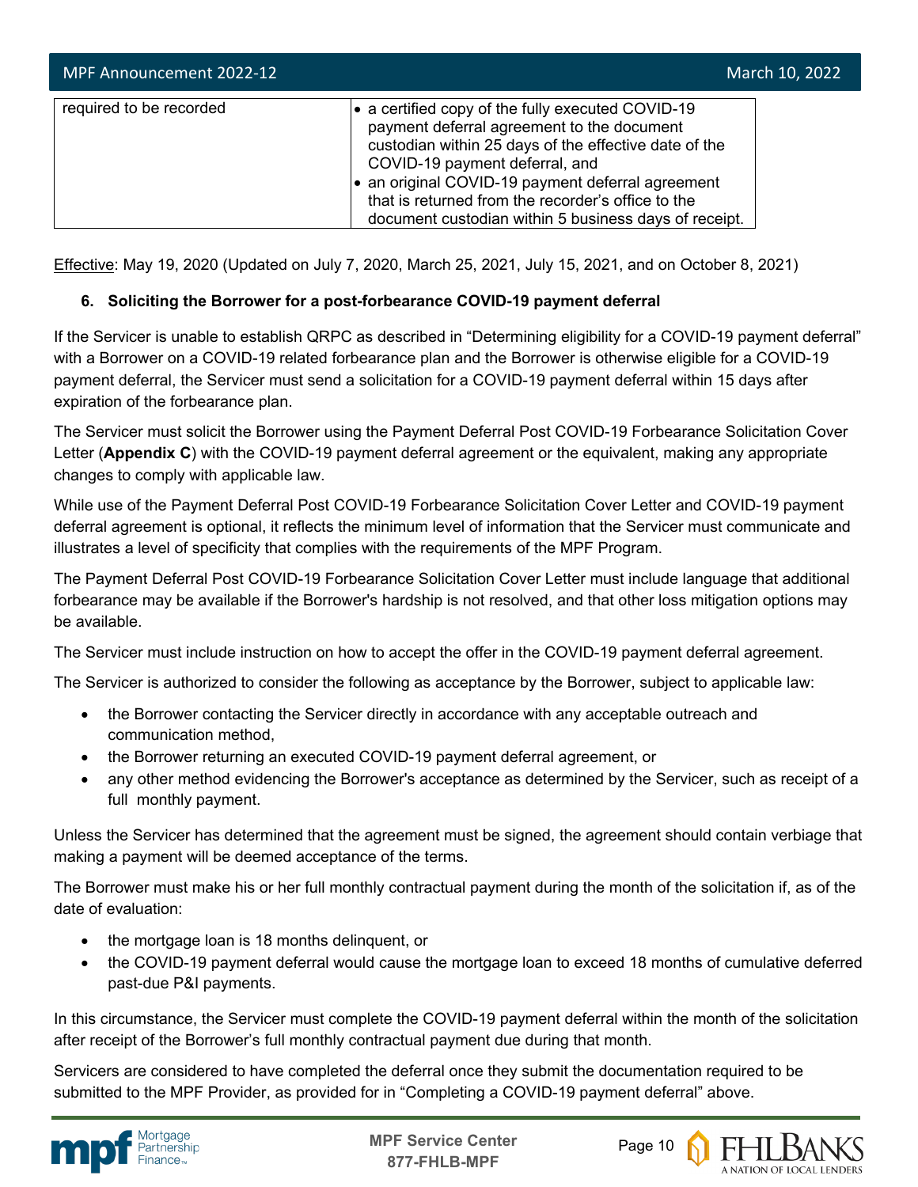| required to be recorded | • a certified copy of the fully executed COVID-19 payment deferral agreement to the document custodian within 25 days of the effective date of the COVID-19 payment deferral, and<br>• an original COVID-19 payment deferral agreement that is returned from the recorder's office to the document custodian within 5 business days of receipt. |
|---|---|

Effective: May 19, 2020 (Updated on July 7, 2020, March 25, 2021, July 15, 2021, and on October 8, 2021)

**6. Soliciting the Borrower for a post-forbearance COVID-19 payment deferral**

If the Servicer is unable to establish QRPC as described in "Determining eligibility for a COVID-19 payment deferral" with a Borrower on a COVID-19 related forbearance plan and the Borrower is otherwise eligible for a COVID-19 payment deferral, the Servicer must send a solicitation for a COVID-19 payment deferral within 15 days after expiration of the forbearance plan.

The Servicer must solicit the Borrower using the Payment Deferral Post COVID-19 Forbearance Solicitation Cover Letter (**Appendix C**) with the COVID-19 payment deferral agreement or the equivalent, making any appropriate changes to comply with applicable law.

While use of the Payment Deferral Post COVID-19 Forbearance Solicitation Cover Letter and COVID-19 payment deferral agreement is optional, it reflects the minimum level of information that the Servicer must communicate and illustrates a level of specificity that complies with the requirements of the MPF Program.

The Payment Deferral Post COVID-19 Forbearance Solicitation Cover Letter must include language that additional forbearance may be available if the Borrower's hardship is not resolved, and that other loss mitigation options may be available.

The Servicer must include instruction on how to accept the offer in the COVID-19 payment deferral agreement.

The Servicer is authorized to consider the following as acceptance by the Borrower, subject to applicable law:

- the Borrower contacting the Servicer directly in accordance with any acceptable outreach and communication method,
- the Borrower returning an executed COVID-19 payment deferral agreement, or
- any other method evidencing the Borrower's acceptance as determined by the Servicer, such as receipt of a full monthly payment.

Unless the Servicer has determined that the agreement must be signed, the agreement should contain verbiage that making a payment will be deemed acceptance of the terms.

The Borrower must make his or her full monthly contractual payment during the month of the solicitation if, as of the date of evaluation:

- the mortgage loan is 18 months delinquent, or
- the COVID-19 payment deferral would cause the mortgage loan to exceed 18 months of cumulative deferred past-due P&I payments.

In this circumstance, the Servicer must complete the COVID-19 payment deferral within the month of the solicitation after receipt of the Borrower's full monthly contractual payment due during that month.

Servicers are considered to have completed the deferral once they submit the documentation required to be submitted to the MPF Provider, as provided for in "Completing a COVID-19 payment deferral" above.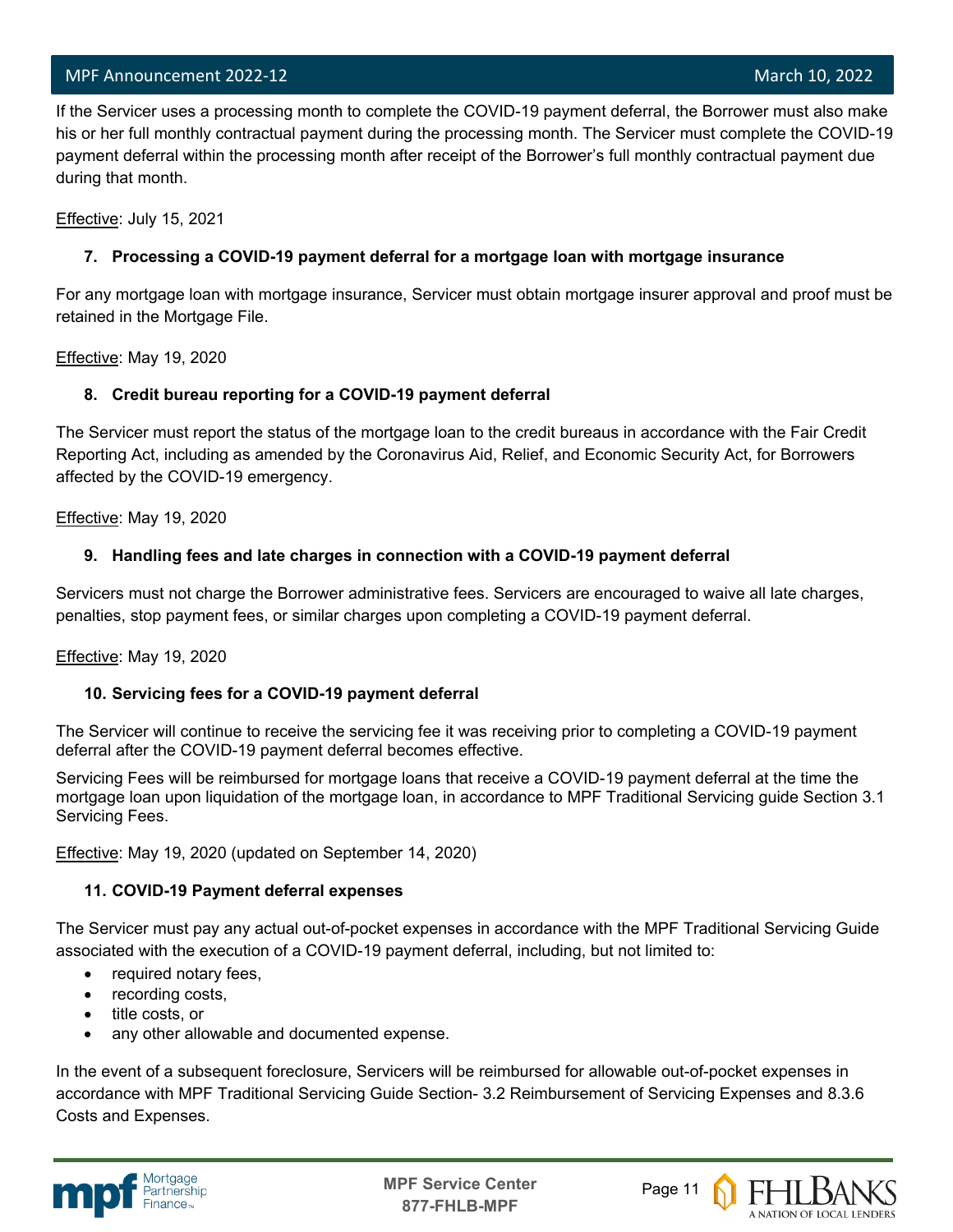If the Servicer uses a processing month to complete the COVID-19 payment deferral, the Borrower must also make his or her full monthly contractual payment during the processing month. The Servicer must complete the COVID-19 payment deferral within the processing month after receipt of the Borrower's full monthly contractual payment due during that month.

Effective: July 15, 2021

### 7. Processing a COVID-19 payment deferral for a mortgage loan with mortgage insurance

For any mortgage loan with mortgage insurance, Servicer must obtain mortgage insurer approval and proof must be retained in the Mortgage File.

Effective: May 19, 2020

### 8. Credit bureau reporting for a COVID-19 payment deferral

The Servicer must report the status of the mortgage loan to the credit bureaus in accordance with the Fair Credit Reporting Act, including as amended by the Coronavirus Aid, Relief, and Economic Security Act, for Borrowers affected by the COVID-19 emergency.

Effective: May 19, 2020

### 9. Handling fees and late charges in connection with a COVID-19 payment deferral

Servicers must not charge the Borrower administrative fees. Servicers are encouraged to waive all late charges, penalties, stop payment fees, or similar charges upon completing a COVID-19 payment deferral.

Effective: May 19, 2020

### 10. Servicing fees for a COVID-19 payment deferral

The Servicer will continue to receive the servicing fee it was receiving prior to completing a COVID-19 payment deferral after the COVID-19 payment deferral becomes effective.

Servicing Fees will be reimbursed for mortgage loans that receive a COVID-19 payment deferral at the time the mortgage loan upon liquidation of the mortgage loan, in accordance to MPF Traditional Servicing guide Section 3.1 Servicing Fees.

Effective: May 19, 2020 (updated on September 14, 2020)

### 11. COVID-19 Payment deferral expenses

The Servicer must pay any actual out-of-pocket expenses in accordance with the MPF Traditional Servicing Guide associated with the execution of a COVID-19 payment deferral, including, but not limited to:

- required notary fees,
- recording costs,
- title costs, or
- any other allowable and documented expense.

In the event of a subsequent foreclosure, Servicers will be reimbursed for allowable out-of-pocket expenses in accordance with MPF Traditional Servicing Guide Section- 3.2 Reimbursement of Servicing Expenses and 8.3.6 Costs and Expenses.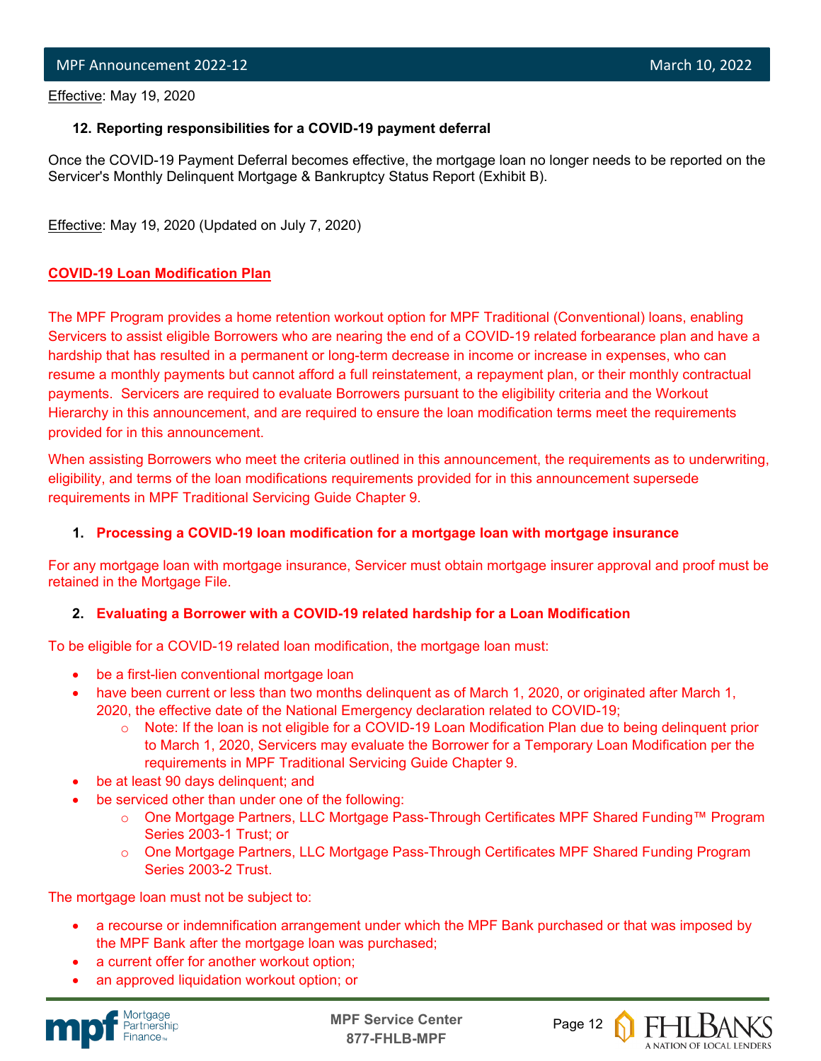Effective: May 19, 2020

**12. Reporting responsibilities for a COVID-19 payment deferral**

Once the COVID-19 Payment Deferral becomes effective, the mortgage loan no longer needs to be reported on the Servicer's Monthly Delinquent Mortgage & Bankruptcy Status Report (Exhibit B).

Effective: May 19, 2020 (Updated on July 7, 2020)

## COVID-19 Loan Modification Plan

The MPF Program provides a home retention workout option for MPF Traditional (Conventional) loans, enabling Servicers to assist eligible Borrowers who are nearing the end of a COVID-19 related forbearance plan and have a hardship that has resulted in a permanent or long-term decrease in income or increase in expenses, who can resume a monthly payments but cannot afford a full reinstatement, a repayment plan, or their monthly contractual payments. Servicers are required to evaluate Borrowers pursuant to the eligibility criteria and the Workout Hierarchy in this announcement, and are required to ensure the loan modification terms meet the requirements provided for in this announcement.

When assisting Borrowers who meet the criteria outlined in this announcement, the requirements as to underwriting, eligibility, and terms of the loan modifications requirements provided for in this announcement supersede requirements in MPF Traditional Servicing Guide Chapter 9.

**1. Processing a COVID-19 loan modification for a mortgage loan with mortgage insurance**

For any mortgage loan with mortgage insurance, Servicer must obtain mortgage insurer approval and proof must be retained in the Mortgage File.

**2. Evaluating a Borrower with a COVID-19 related hardship for a Loan Modification**

To be eligible for a COVID-19 related loan modification, the mortgage loan must:

- be a first-lien conventional mortgage loan
- have been current or less than two months delinquent as of March 1, 2020, or originated after March 1, 2020, the effective date of the National Emergency declaration related to COVID-19;
  - Note: If the loan is not eligible for a COVID-19 Loan Modification Plan due to being delinquent prior to March 1, 2020, Servicers may evaluate the Borrower for a Temporary Loan Modification per the requirements in MPF Traditional Servicing Guide Chapter 9.
- be at least 90 days delinquent; and
- be serviced other than under one of the following:
  - One Mortgage Partners, LLC Mortgage Pass-Through Certificates MPF Shared Funding™ Program Series 2003-1 Trust; or
  - One Mortgage Partners, LLC Mortgage Pass-Through Certificates MPF Shared Funding Program Series 2003-2 Trust.

The mortgage loan must not be subject to:

- a recourse or indemnification arrangement under which the MPF Bank purchased or that was imposed by the MPF Bank after the mortgage loan was purchased;
- a current offer for another workout option;
- an approved liquidation workout option; or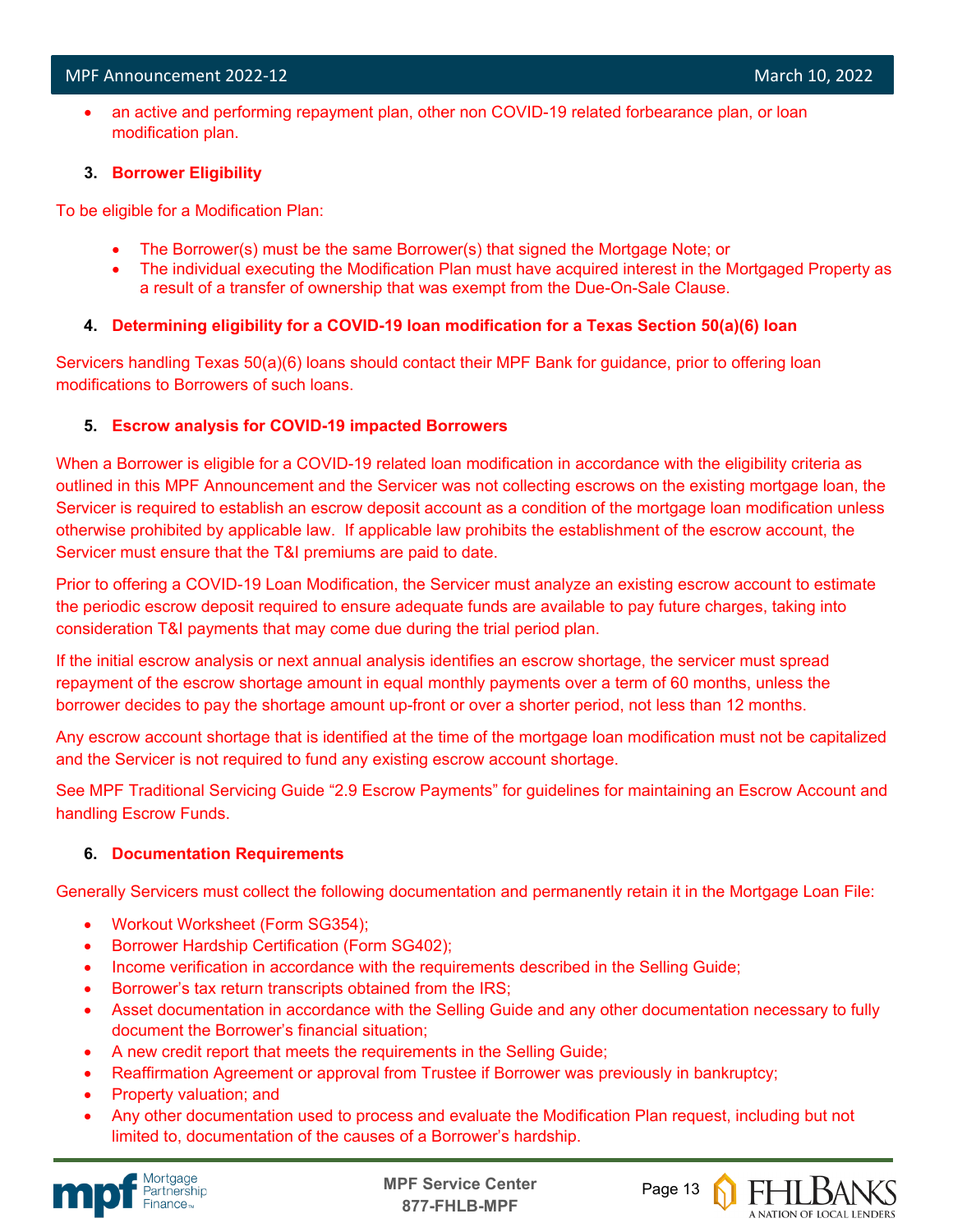- an active and performing repayment plan, other non COVID-19 related forbearance plan, or loan modification plan.

3. **Borrower Eligibility**

To be eligible for a Modification Plan:

- The Borrower(s) must be the same Borrower(s) that signed the Mortgage Note; or
- The individual executing the Modification Plan must have acquired interest in the Mortgaged Property as a result of a transfer of ownership that was exempt from the Due-On-Sale Clause.

4. **Determining eligibility for a COVID-19 loan modification for a Texas Section 50(a)(6) loan**

Servicers handling Texas 50(a)(6) loans should contact their MPF Bank for guidance, prior to offering loan modifications to Borrowers of such loans.

5. **Escrow analysis for COVID-19 impacted Borrowers**

When a Borrower is eligible for a COVID-19 related loan modification in accordance with the eligibility criteria as outlined in this MPF Announcement and the Servicer was not collecting escrows on the existing mortgage loan, the Servicer is required to establish an escrow deposit account as a condition of the mortgage loan modification unless otherwise prohibited by applicable law. If applicable law prohibits the establishment of the escrow account, the Servicer must ensure that the T&I premiums are paid to date.

Prior to offering a COVID-19 Loan Modification, the Servicer must analyze an existing escrow account to estimate the periodic escrow deposit required to ensure adequate funds are available to pay future charges, taking into consideration T&I payments that may come due during the trial period plan.

If the initial escrow analysis or next annual analysis identifies an escrow shortage, the servicer must spread repayment of the escrow shortage amount in equal monthly payments over a term of 60 months, unless the borrower decides to pay the shortage amount up-front or over a shorter period, not less than 12 months.

Any escrow account shortage that is identified at the time of the mortgage loan modification must not be capitalized and the Servicer is not required to fund any existing escrow account shortage.

See MPF Traditional Servicing Guide "2.9 Escrow Payments" for guidelines for maintaining an Escrow Account and handling Escrow Funds.

6. **Documentation Requirements**

Generally Servicers must collect the following documentation and permanently retain it in the Mortgage Loan File:

- Workout Worksheet (Form SG354);
- Borrower Hardship Certification (Form SG402);
- Income verification in accordance with the requirements described in the Selling Guide;
- Borrower's tax return transcripts obtained from the IRS;
- Asset documentation in accordance with the Selling Guide and any other documentation necessary to fully document the Borrower's financial situation;
- A new credit report that meets the requirements in the Selling Guide;
- Reaffirmation Agreement or approval from Trustee if Borrower was previously in bankruptcy;
- Property valuation; and
- Any other documentation used to process and evaluate the Modification Plan request, including but not limited to, documentation of the causes of a Borrower's hardship.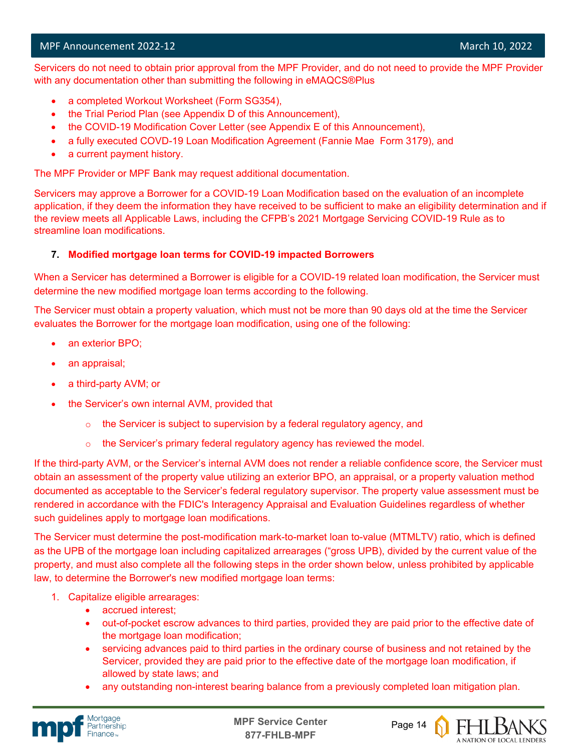Servicers do not need to obtain prior approval from the MPF Provider, and do not need to provide the MPF Provider with any documentation other than submitting the following in eMAQCS®Plus

- a completed Workout Worksheet (Form SG354),
- the Trial Period Plan (see Appendix D of this Announcement),
- the COVID-19 Modification Cover Letter (see Appendix E of this Announcement),
- a fully executed COVD-19 Loan Modification Agreement (Fannie Mae Form 3179), and
- a current payment history.

The MPF Provider or MPF Bank may request additional documentation.

Servicers may approve a Borrower for a COVID-19 Loan Modification based on the evaluation of an incomplete application, if they deem the information they have received to be sufficient to make an eligibility determination and if the review meets all Applicable Laws, including the CFPB's 2021 Mortgage Servicing COVID-19 Rule as to streamline loan modifications.

**7. Modified mortgage loan terms for COVID-19 impacted Borrowers**

When a Servicer has determined a Borrower is eligible for a COVID-19 related loan modification, the Servicer must determine the new modified mortgage loan terms according to the following.

The Servicer must obtain a property valuation, which must not be more than 90 days old at the time the Servicer evaluates the Borrower for the mortgage loan modification, using one of the following:

- an exterior BPO;
- an appraisal;
- a third-party AVM; or
- the Servicer's own internal AVM, provided that
  - the Servicer is subject to supervision by a federal regulatory agency, and
  - the Servicer's primary federal regulatory agency has reviewed the model.

If the third-party AVM, or the Servicer's internal AVM does not render a reliable confidence score, the Servicer must obtain an assessment of the property value utilizing an exterior BPO, an appraisal, or a property valuation method documented as acceptable to the Servicer's federal regulatory supervisor. The property value assessment must be rendered in accordance with the FDIC's Interagency Appraisal and Evaluation Guidelines regardless of whether such guidelines apply to mortgage loan modifications.

The Servicer must determine the post-modification mark-to-market loan to-value (MTMLTV) ratio, which is defined as the UPB of the mortgage loan including capitalized arrearages ("gross UPB), divided by the current value of the property, and must also complete all the following steps in the order shown below, unless prohibited by applicable law, to determine the Borrower's new modified mortgage loan terms:

1. Capitalize eligible arrearages:
   - accrued interest;
   - out-of-pocket escrow advances to third parties, provided they are paid prior to the effective date of the mortgage loan modification;
   - servicing advances paid to third parties in the ordinary course of business and not retained by the Servicer, provided they are paid prior to the effective date of the mortgage loan modification, if allowed by state laws; and
   - any outstanding non-interest bearing balance from a previously completed loan mitigation plan.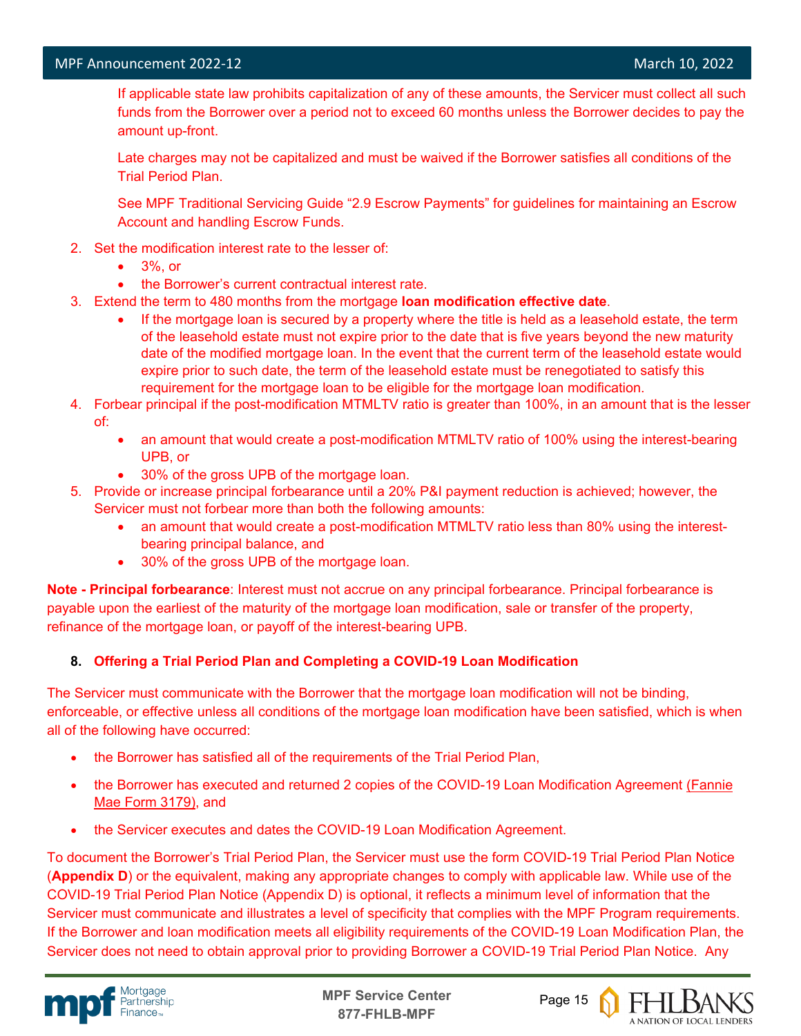If applicable state law prohibits capitalization of any of these amounts, the Servicer must collect all such funds from the Borrower over a period not to exceed 60 months unless the Borrower decides to pay the amount up-front.

Late charges may not be capitalized and must be waived if the Borrower satisfies all conditions of the Trial Period Plan.

See MPF Traditional Servicing Guide "2.9 Escrow Payments" for guidelines for maintaining an Escrow Account and handling Escrow Funds.

2. Set the modification interest rate to the lesser of:
   - 3%, or
   - the Borrower's current contractual interest rate.
3. Extend the term to 480 months from the mortgage **loan modification effective date**.
   - If the mortgage loan is secured by a property where the title is held as a leasehold estate, the term of the leasehold estate must not expire prior to the date that is five years beyond the new maturity date of the modified mortgage loan. In the event that the current term of the leasehold estate would expire prior to such date, the term of the leasehold estate must be renegotiated to satisfy this requirement for the mortgage loan to be eligible for the mortgage loan modification.
4. Forbear principal if the post-modification MTMLTV ratio is greater than 100%, in an amount that is the lesser of:
   - an amount that would create a post-modification MTMLTV ratio of 100% using the interest-bearing UPB, or
   - 30% of the gross UPB of the mortgage loan.
5. Provide or increase principal forbearance until a 20% P&I payment reduction is achieved; however, the Servicer must not forbear more than both the following amounts:
   - an amount that would create a post-modification MTMLTV ratio less than 80% using the interest-bearing principal balance, and
   - 30% of the gross UPB of the mortgage loan.

**Note - Principal forbearance**: Interest must not accrue on any principal forbearance. Principal forbearance is payable upon the earliest of the maturity of the mortgage loan modification, sale or transfer of the property, refinance of the mortgage loan, or payoff of the interest-bearing UPB.

**8. Offering a Trial Period Plan and Completing a COVID-19 Loan Modification**

The Servicer must communicate with the Borrower that the mortgage loan modification will not be binding, enforceable, or effective unless all conditions of the mortgage loan modification have been satisfied, which is when all of the following have occurred:

- the Borrower has satisfied all of the requirements of the Trial Period Plan,
- the Borrower has executed and returned 2 copies of the COVID-19 Loan Modification Agreement (Fannie Mae Form 3179), and
- the Servicer executes and dates the COVID-19 Loan Modification Agreement.

To document the Borrower's Trial Period Plan, the Servicer must use the form COVID-19 Trial Period Plan Notice (**Appendix D**) or the equivalent, making any appropriate changes to comply with applicable law. While use of the COVID-19 Trial Period Plan Notice (Appendix D) is optional, it reflects a minimum level of information that the Servicer must communicate and illustrates a level of specificity that complies with the MPF Program requirements. If the Borrower and loan modification meets all eligibility requirements of the COVID-19 Loan Modification Plan, the Servicer does not need to obtain approval prior to providing Borrower a COVID-19 Trial Period Plan Notice. Any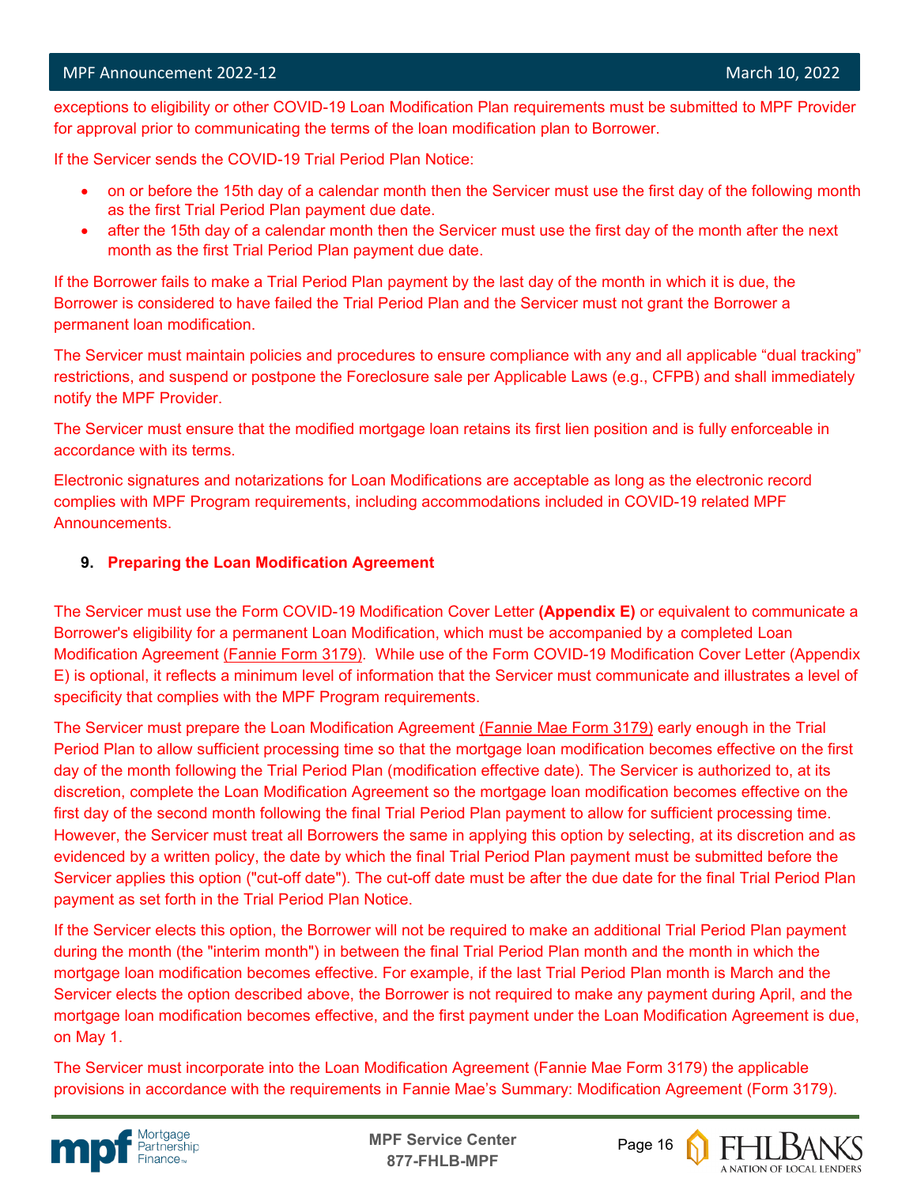exceptions to eligibility or other COVID-19 Loan Modification Plan requirements must be submitted to MPF Provider for approval prior to communicating the terms of the loan modification plan to Borrower.

If the Servicer sends the COVID-19 Trial Period Plan Notice:

- on or before the 15th day of a calendar month then the Servicer must use the first day of the following month as the first Trial Period Plan payment due date.
- after the 15th day of a calendar month then the Servicer must use the first day of the month after the next month as the first Trial Period Plan payment due date.

If the Borrower fails to make a Trial Period Plan payment by the last day of the month in which it is due, the Borrower is considered to have failed the Trial Period Plan and the Servicer must not grant the Borrower a permanent loan modification.

The Servicer must maintain policies and procedures to ensure compliance with any and all applicable "dual tracking" restrictions, and suspend or postpone the Foreclosure sale per Applicable Laws (e.g., CFPB) and shall immediately notify the MPF Provider.

The Servicer must ensure that the modified mortgage loan retains its first lien position and is fully enforceable in accordance with its terms.

Electronic signatures and notarizations for Loan Modifications are acceptable as long as the electronic record complies with MPF Program requirements, including accommodations included in COVID-19 related MPF Announcements.

## 9. Preparing the Loan Modification Agreement

The Servicer must use the Form COVID-19 Modification Cover Letter **(Appendix E)** or equivalent to communicate a Borrower's eligibility for a permanent Loan Modification, which must be accompanied by a completed Loan Modification Agreement (Fannie Form 3179). While use of the Form COVID-19 Modification Cover Letter (Appendix E) is optional, it reflects a minimum level of information that the Servicer must communicate and illustrates a level of specificity that complies with the MPF Program requirements.

The Servicer must prepare the Loan Modification Agreement (Fannie Mae Form 3179) early enough in the Trial Period Plan to allow sufficient processing time so that the mortgage loan modification becomes effective on the first day of the month following the Trial Period Plan (modification effective date). The Servicer is authorized to, at its discretion, complete the Loan Modification Agreement so the mortgage loan modification becomes effective on the first day of the second month following the final Trial Period Plan payment to allow for sufficient processing time. However, the Servicer must treat all Borrowers the same in applying this option by selecting, at its discretion and as evidenced by a written policy, the date by which the final Trial Period Plan payment must be submitted before the Servicer applies this option ("cut-off date"). The cut-off date must be after the due date for the final Trial Period Plan payment as set forth in the Trial Period Plan Notice.

If the Servicer elects this option, the Borrower will not be required to make an additional Trial Period Plan payment during the month (the "interim month") in between the final Trial Period Plan month and the month in which the mortgage loan modification becomes effective. For example, if the last Trial Period Plan month is March and the Servicer elects the option described above, the Borrower is not required to make any payment during April, and the mortgage loan modification becomes effective, and the first payment under the Loan Modification Agreement is due, on May 1.

The Servicer must incorporate into the Loan Modification Agreement (Fannie Mae Form 3179) the applicable provisions in accordance with the requirements in Fannie Mae's Summary: Modification Agreement (Form 3179).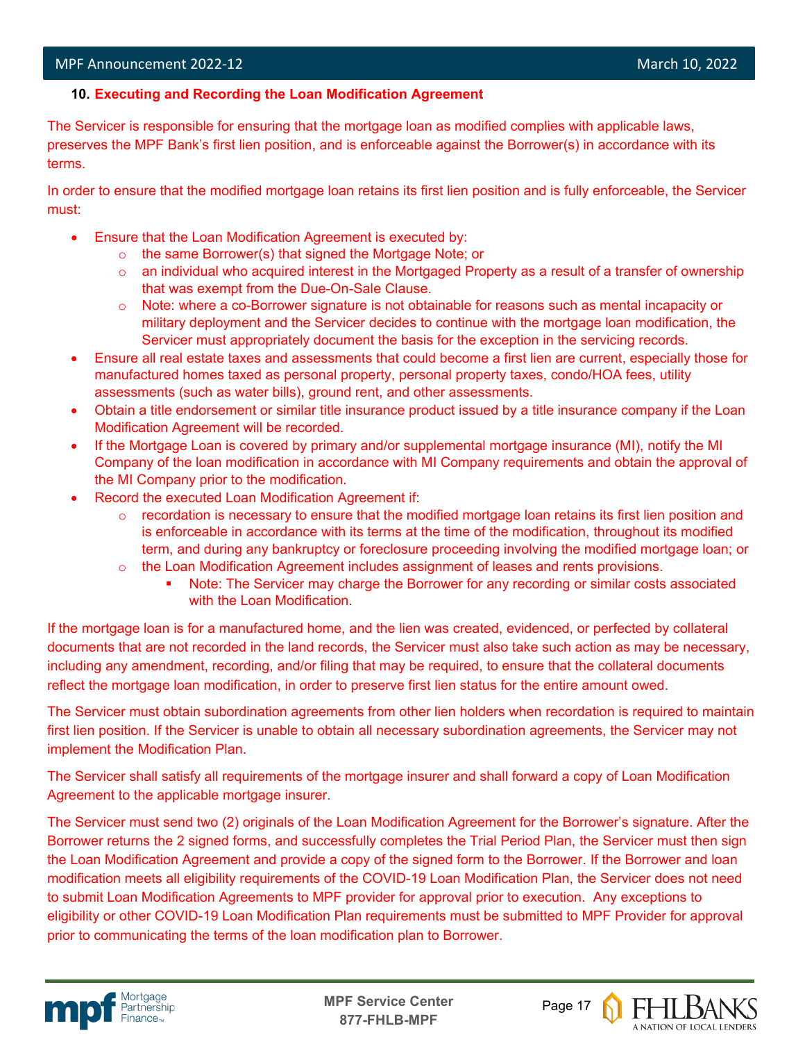**10. Executing and Recording the Loan Modification Agreement**

The Servicer is responsible for ensuring that the mortgage loan as modified complies with applicable laws, preserves the MPF Bank's first lien position, and is enforceable against the Borrower(s) in accordance with its terms.

In order to ensure that the modified mortgage loan retains its first lien position and is fully enforceable, the Servicer must:

- Ensure that the Loan Modification Agreement is executed by:
  - the same Borrower(s) that signed the Mortgage Note; or
  - an individual who acquired interest in the Mortgaged Property as a result of a transfer of ownership that was exempt from the Due-On-Sale Clause.
  - Note: where a co-Borrower signature is not obtainable for reasons such as mental incapacity or military deployment and the Servicer decides to continue with the mortgage loan modification, the Servicer must appropriately document the basis for the exception in the servicing records.
- Ensure all real estate taxes and assessments that could become a first lien are current, especially those for manufactured homes taxed as personal property, personal property taxes, condo/HOA fees, utility assessments (such as water bills), ground rent, and other assessments.
- Obtain a title endorsement or similar title insurance product issued by a title insurance company if the Loan Modification Agreement will be recorded.
- If the Mortgage Loan is covered by primary and/or supplemental mortgage insurance (MI), notify the MI Company of the loan modification in accordance with MI Company requirements and obtain the approval of the MI Company prior to the modification.
- Record the executed Loan Modification Agreement if:
  - recordation is necessary to ensure that the modified mortgage loan retains its first lien position and is enforceable in accordance with its terms at the time of the modification, throughout its modified term, and during any bankruptcy or foreclosure proceeding involving the modified mortgage loan; or
  - the Loan Modification Agreement includes assignment of leases and rents provisions.
    - Note: The Servicer may charge the Borrower for any recording or similar costs associated with the Loan Modification.

If the mortgage loan is for a manufactured home, and the lien was created, evidenced, or perfected by collateral documents that are not recorded in the land records, the Servicer must also take such action as may be necessary, including any amendment, recording, and/or filing that may be required, to ensure that the collateral documents reflect the mortgage loan modification, in order to preserve first lien status for the entire amount owed.

The Servicer must obtain subordination agreements from other lien holders when recordation is required to maintain first lien position. If the Servicer is unable to obtain all necessary subordination agreements, the Servicer may not implement the Modification Plan.

The Servicer shall satisfy all requirements of the mortgage insurer and shall forward a copy of Loan Modification Agreement to the applicable mortgage insurer.

The Servicer must send two (2) originals of the Loan Modification Agreement for the Borrower's signature. After the Borrower returns the 2 signed forms, and successfully completes the Trial Period Plan, the Servicer must then sign the Loan Modification Agreement and provide a copy of the signed form to the Borrower. If the Borrower and loan modification meets all eligibility requirements of the COVID-19 Loan Modification Plan, the Servicer does not need to submit Loan Modification Agreements to MPF provider for approval prior to execution. Any exceptions to eligibility or other COVID-19 Loan Modification Plan requirements must be submitted to MPF Provider for approval prior to communicating the terms of the loan modification plan to Borrower.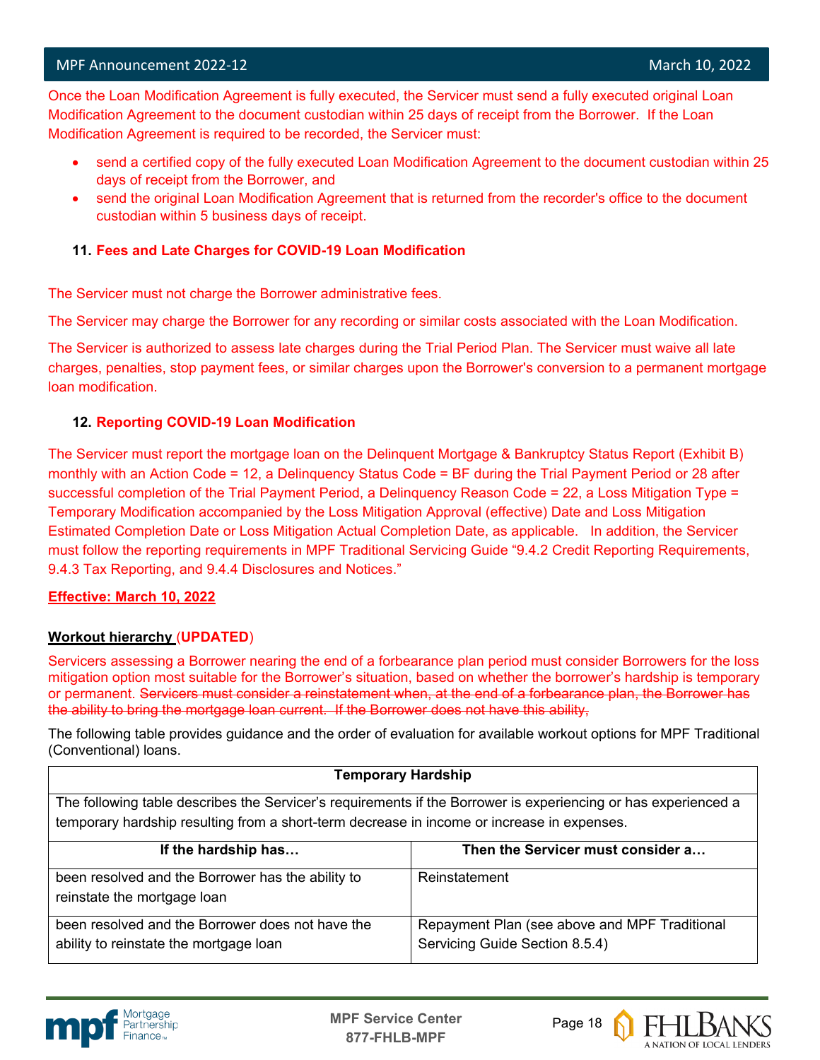Once the Loan Modification Agreement is fully executed, the Servicer must send a fully executed original Loan Modification Agreement to the document custodian within 25 days of receipt from the Borrower. If the Loan Modification Agreement is required to be recorded, the Servicer must:

- send a certified copy of the fully executed Loan Modification Agreement to the document custodian within 25 days of receipt from the Borrower, and
- send the original Loan Modification Agreement that is returned from the recorder's office to the document custodian within 5 business days of receipt.

**11. Fees and Late Charges for COVID-19 Loan Modification**

The Servicer must not charge the Borrower administrative fees.

The Servicer may charge the Borrower for any recording or similar costs associated with the Loan Modification.

The Servicer is authorized to assess late charges during the Trial Period Plan. The Servicer must waive all late charges, penalties, stop payment fees, or similar charges upon the Borrower's conversion to a permanent mortgage loan modification.

**12. Reporting COVID-19 Loan Modification**

The Servicer must report the mortgage loan on the Delinquent Mortgage & Bankruptcy Status Report (Exhibit B) monthly with an Action Code = 12, a Delinquency Status Code = BF during the Trial Payment Period or 28 after successful completion of the Trial Payment Period, a Delinquency Reason Code = 22, a Loss Mitigation Type = Temporary Modification accompanied by the Loss Mitigation Approval (effective) Date and Loss Mitigation Estimated Completion Date or Loss Mitigation Actual Completion Date, as applicable. In addition, the Servicer must follow the reporting requirements in MPF Traditional Servicing Guide "9.4.2 Credit Reporting Requirements, 9.4.3 Tax Reporting, and 9.4.4 Disclosures and Notices."

**Effective: March 10, 2022**

**Workout hierarchy (UPDATED)**

Servicers assessing a Borrower nearing the end of a forbearance plan period must consider Borrowers for the loss mitigation option most suitable for the Borrower's situation, based on whether the borrower's hardship is temporary or permanent. ~~Servicers must consider a reinstatement when, at the end of a forbearance plan, the Borrower has the ability to bring the mortgage loan current. If the Borrower does not have this ability,~~

The following table provides guidance and the order of evaluation for available workout options for MPF Traditional (Conventional) loans.

| Temporary Hardship | |
|---|---|
| The following table describes the Servicer's requirements if the Borrower is experiencing or has experienced a temporary hardship resulting from a short-term decrease in income or increase in expenses. | |
| **If the hardship has…** | **Then the Servicer must consider a…** |
| been resolved and the Borrower has the ability to reinstate the mortgage loan | Reinstatement |
| been resolved and the Borrower does not have the ability to reinstate the mortgage loan | Repayment Plan (see above and MPF Traditional Servicing Guide Section 8.5.4) |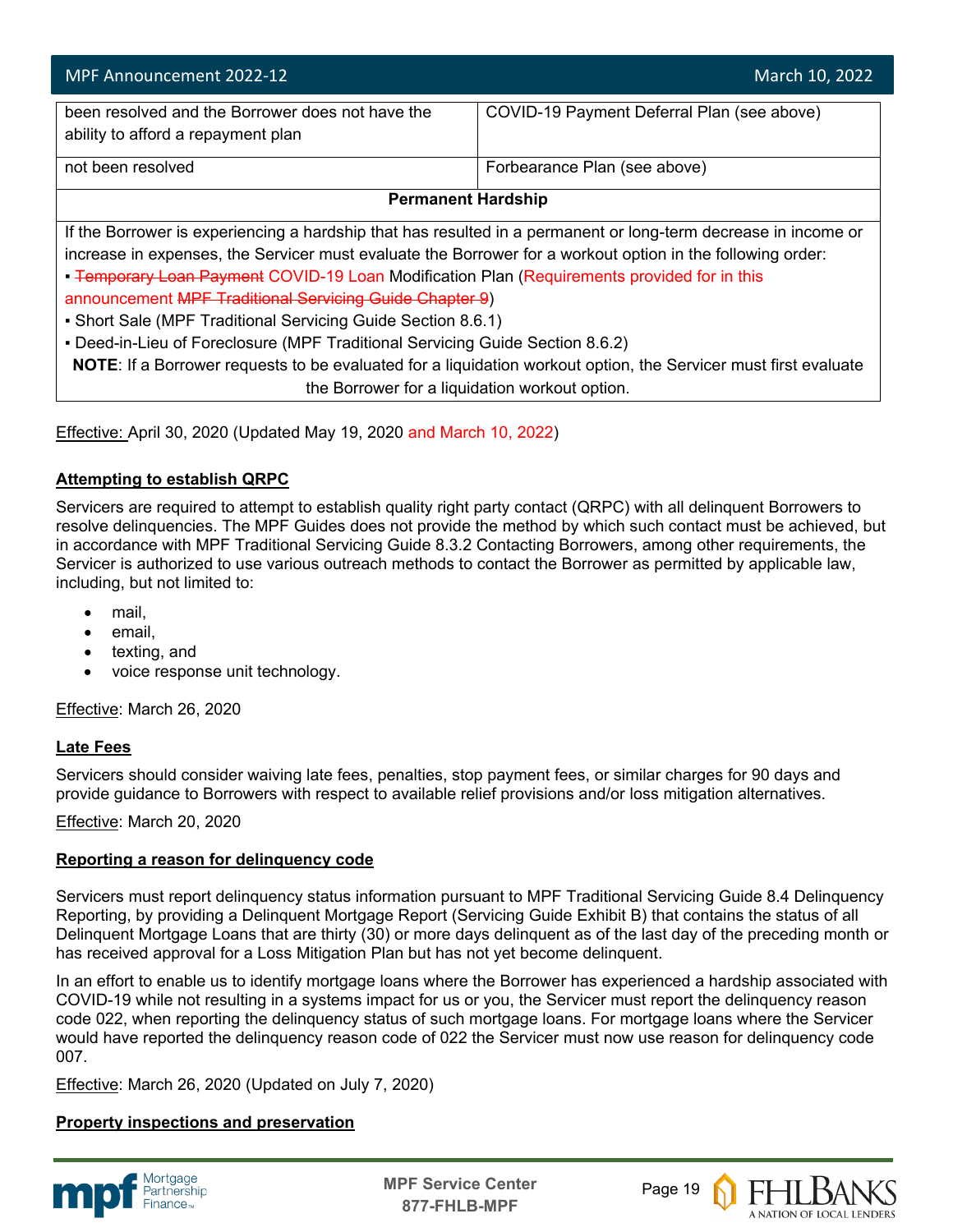| | |
|---|---|
| been resolved and the Borrower does not have the ability to afford a repayment plan | COVID-19 Payment Deferral Plan (see above) |
| not been resolved | Forbearance Plan (see above) |
| **Permanent Hardship** | |
| If the Borrower is experiencing a hardship that has resulted in a permanent or long-term decrease in income or increase in expenses, the Servicer must evaluate the Borrower for a workout option in the following order:<br>▪ ~~Temporary Loan Payment~~ COVID-19 Loan Modification Plan (Requirements provided for in this announcement ~~MPF Traditional Servicing Guide Chapter 9~~)<br>▪ Short Sale (MPF Traditional Servicing Guide Section 8.6.1)<br>▪ Deed-in-Lieu of Foreclosure (MPF Traditional Servicing Guide Section 8.6.2)<br>**NOTE**: If a Borrower requests to be evaluated for a liquidation workout option, the Servicer must first evaluate the Borrower for a liquidation workout option. | |

Effective: April 30, 2020 (Updated May 19, 2020 and March 10, 2022)

**Attempting to establish QRPC**

Servicers are required to attempt to establish quality right party contact (QRPC) with all delinquent Borrowers to resolve delinquencies. The MPF Guides does not provide the method by which such contact must be achieved, but in accordance with MPF Traditional Servicing Guide 8.3.2 Contacting Borrowers, among other requirements, the Servicer is authorized to use various outreach methods to contact the Borrower as permitted by applicable law, including, but not limited to:

- mail,
- email,
- texting, and
- voice response unit technology.

Effective: March 26, 2020

**Late Fees**

Servicers should consider waiving late fees, penalties, stop payment fees, or similar charges for 90 days and provide guidance to Borrowers with respect to available relief provisions and/or loss mitigation alternatives.

Effective: March 20, 2020

**Reporting a reason for delinquency code**

Servicers must report delinquency status information pursuant to MPF Traditional Servicing Guide 8.4 Delinquency Reporting, by providing a Delinquent Mortgage Report (Servicing Guide Exhibit B) that contains the status of all Delinquent Mortgage Loans that are thirty (30) or more days delinquent as of the last day of the preceding month or has received approval for a Loss Mitigation Plan but has not yet become delinquent.

In an effort to enable us to identify mortgage loans where the Borrower has experienced a hardship associated with COVID-19 while not resulting in a systems impact for us or you, the Servicer must report the delinquency reason code 022, when reporting the delinquency status of such mortgage loans. For mortgage loans where the Servicer would have reported the delinquency reason code of 022 the Servicer must now use reason for delinquency code 007.

Effective: March 26, 2020 (Updated on July 7, 2020)

**Property inspections and preservation**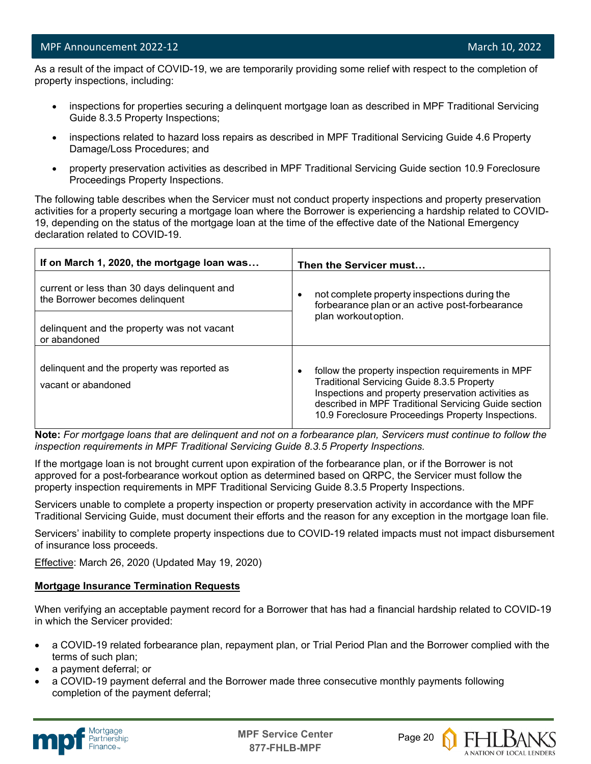As a result of the impact of COVID-19, we are temporarily providing some relief with respect to the completion of property inspections, including:

- inspections for properties securing a delinquent mortgage loan as described in MPF Traditional Servicing Guide 8.3.5 Property Inspections;
- inspections related to hazard loss repairs as described in MPF Traditional Servicing Guide 4.6 Property Damage/Loss Procedures; and
- property preservation activities as described in MPF Traditional Servicing Guide section 10.9 Foreclosure Proceedings Property Inspections.

The following table describes when the Servicer must not conduct property inspections and property preservation activities for a property securing a mortgage loan where the Borrower is experiencing a hardship related to COVID-19, depending on the status of the mortgage loan at the time of the effective date of the National Emergency declaration related to COVID-19.

| If on March 1, 2020, the mortgage loan was… | Then the Servicer must… |
|---|---|
| current or less than 30 days delinquent and the Borrower becomes delinquent | • not complete property inspections during the forbearance plan or an active post-forbearance plan workout option. |
| delinquent and the property was not vacant or abandoned | |
| delinquent and the property was reported as vacant or abandoned | • follow the property inspection requirements in MPF Traditional Servicing Guide 8.3.5 Property Inspections and property preservation activities as described in MPF Traditional Servicing Guide section 10.9 Foreclosure Proceedings Property Inspections. |

**Note:** *For mortgage loans that are delinquent and not on a forbearance plan, Servicers must continue to follow the inspection requirements in MPF Traditional Servicing Guide 8.3.5 Property Inspections.*

If the mortgage loan is not brought current upon expiration of the forbearance plan, or if the Borrower is not approved for a post-forbearance workout option as determined based on QRPC, the Servicer must follow the property inspection requirements in MPF Traditional Servicing Guide 8.3.5 Property Inspections.

Servicers unable to complete a property inspection or property preservation activity in accordance with the MPF Traditional Servicing Guide, must document their efforts and the reason for any exception in the mortgage loan file.

Servicers' inability to complete property inspections due to COVID-19 related impacts must not impact disbursement of insurance loss proceeds.

Effective: March 26, 2020 (Updated May 19, 2020)

**Mortgage Insurance Termination Requests**

When verifying an acceptable payment record for a Borrower that has had a financial hardship related to COVID-19 in which the Servicer provided:

- a COVID-19 related forbearance plan, repayment plan, or Trial Period Plan and the Borrower complied with the terms of such plan;
- a payment deferral; or
- a COVID-19 payment deferral and the Borrower made three consecutive monthly payments following completion of the payment deferral;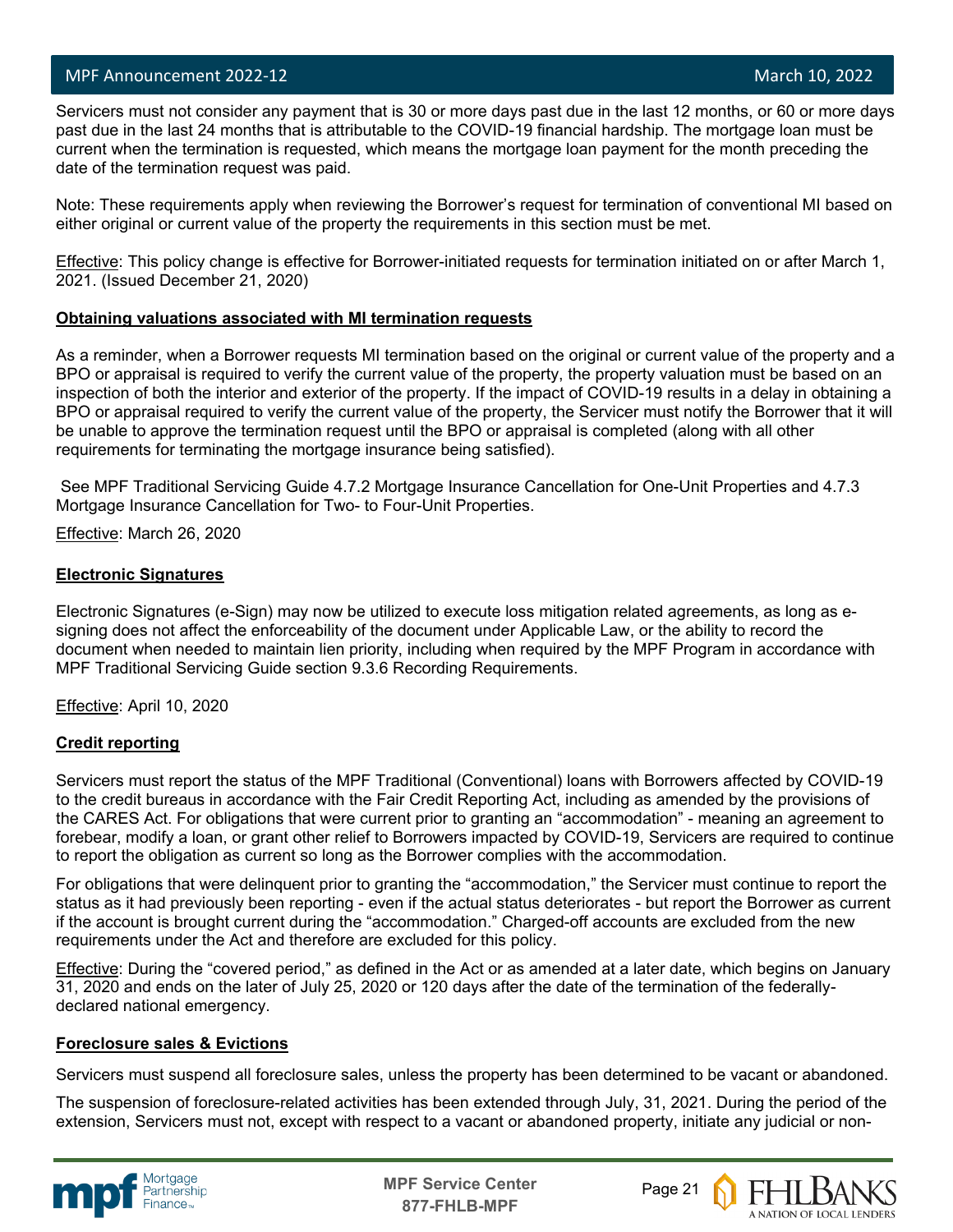Servicers must not consider any payment that is 30 or more days past due in the last 12 months, or 60 or more days past due in the last 24 months that is attributable to the COVID-19 financial hardship. The mortgage loan must be current when the termination is requested, which means the mortgage loan payment for the month preceding the date of the termination request was paid.

Note: These requirements apply when reviewing the Borrower's request for termination of conventional MI based on either original or current value of the property the requirements in this section must be met.

Effective: This policy change is effective for Borrower-initiated requests for termination initiated on or after March 1, 2021. (Issued December 21, 2020)

**Obtaining valuations associated with MI termination requests**

As a reminder, when a Borrower requests MI termination based on the original or current value of the property and a BPO or appraisal is required to verify the current value of the property, the property valuation must be based on an inspection of both the interior and exterior of the property. If the impact of COVID-19 results in a delay in obtaining a BPO or appraisal required to verify the current value of the property, the Servicer must notify the Borrower that it will be unable to approve the termination request until the BPO or appraisal is completed (along with all other requirements for terminating the mortgage insurance being satisfied).

See MPF Traditional Servicing Guide 4.7.2 Mortgage Insurance Cancellation for One-Unit Properties and 4.7.3 Mortgage Insurance Cancellation for Two- to Four-Unit Properties.

Effective: March 26, 2020

**Electronic Signatures**

Electronic Signatures (e-Sign) may now be utilized to execute loss mitigation related agreements, as long as e-signing does not affect the enforceability of the document under Applicable Law, or the ability to record the document when needed to maintain lien priority, including when required by the MPF Program in accordance with MPF Traditional Servicing Guide section 9.3.6 Recording Requirements.

Effective: April 10, 2020

**Credit reporting**

Servicers must report the status of the MPF Traditional (Conventional) loans with Borrowers affected by COVID-19 to the credit bureaus in accordance with the Fair Credit Reporting Act, including as amended by the provisions of the CARES Act. For obligations that were current prior to granting an "accommodation" - meaning an agreement to forebear, modify a loan, or grant other relief to Borrowers impacted by COVID-19, Servicers are required to continue to report the obligation as current so long as the Borrower complies with the accommodation.

For obligations that were delinquent prior to granting the "accommodation," the Servicer must continue to report the status as it had previously been reporting - even if the actual status deteriorates - but report the Borrower as current if the account is brought current during the "accommodation." Charged-off accounts are excluded from the new requirements under the Act and therefore are excluded for this policy.

Effective: During the "covered period," as defined in the Act or as amended at a later date, which begins on January 31, 2020 and ends on the later of July 25, 2020 or 120 days after the date of the termination of the federally-declared national emergency.

**Foreclosure sales & Evictions**

Servicers must suspend all foreclosure sales, unless the property has been determined to be vacant or abandoned.

The suspension of foreclosure-related activities has been extended through July, 31, 2021. During the period of the extension, Servicers must not, except with respect to a vacant or abandoned property, initiate any judicial or non-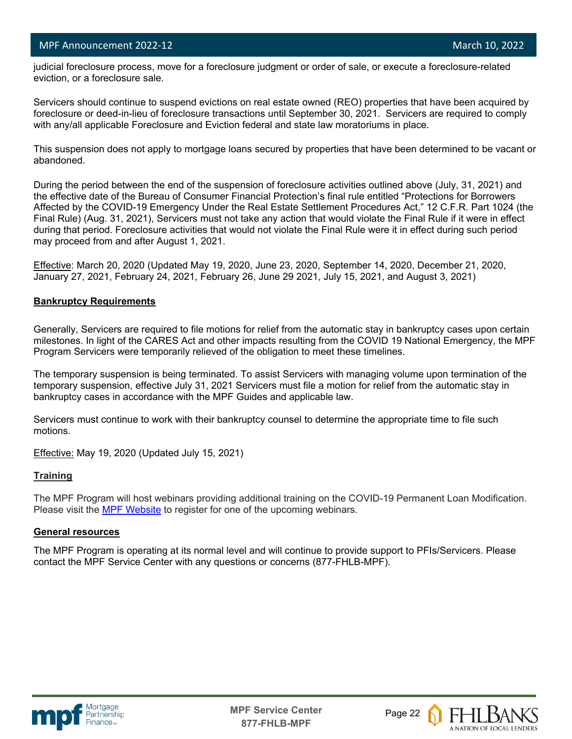judicial foreclosure process, move for a foreclosure judgment or order of sale, or execute a foreclosure-related eviction, or a foreclosure sale.

Servicers should continue to suspend evictions on real estate owned (REO) properties that have been acquired by foreclosure or deed-in-lieu of foreclosure transactions until September 30, 2021. Servicers are required to comply with any/all applicable Foreclosure and Eviction federal and state law moratoriums in place.

This suspension does not apply to mortgage loans secured by properties that have been determined to be vacant or abandoned.

During the period between the end of the suspension of foreclosure activities outlined above (July, 31, 2021) and the effective date of the Bureau of Consumer Financial Protection's final rule entitled "Protections for Borrowers Affected by the COVID-19 Emergency Under the Real Estate Settlement Procedures Act," 12 C.F.R. Part 1024 (the Final Rule) (Aug. 31, 2021), Servicers must not take any action that would violate the Final Rule if it were in effect during that period. Foreclosure activities that would not violate the Final Rule were it in effect during such period may proceed from and after August 1, 2021.

Effective: March 20, 2020 (Updated May 19, 2020, June 23, 2020, September 14, 2020, December 21, 2020, January 27, 2021, February 24, 2021, February 26, June 29 2021, July 15, 2021, and August 3, 2021)

**Bankruptcy Requirements**

Generally, Servicers are required to file motions for relief from the automatic stay in bankruptcy cases upon certain milestones. In light of the CARES Act and other impacts resulting from the COVID 19 National Emergency, the MPF Program Servicers were temporarily relieved of the obligation to meet these timelines.

The temporary suspension is being terminated. To assist Servicers with managing volume upon termination of the temporary suspension, effective July 31, 2021 Servicers must file a motion for relief from the automatic stay in bankruptcy cases in accordance with the MPF Guides and applicable law.

Servicers must continue to work with their bankruptcy counsel to determine the appropriate time to file such motions.

Effective: May 19, 2020 (Updated July 15, 2021)

**Training**

The MPF Program will host webinars providing additional training on the COVID-19 Permanent Loan Modification. Please visit the MPF Website to register for one of the upcoming webinars.

**General resources**

The MPF Program is operating at its normal level and will continue to provide support to PFIs/Servicers. Please contact the MPF Service Center with any questions or concerns (877-FHLB-MPF).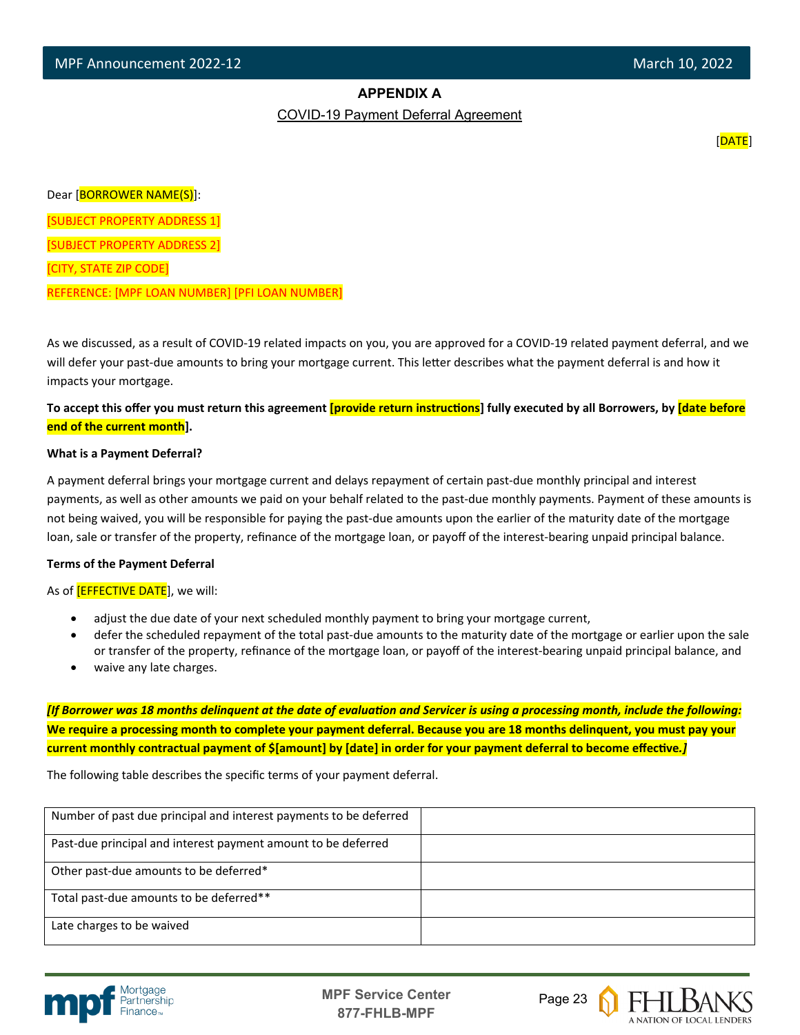## APPENDIX A

COVID-19 Payment Deferral Agreement

[DATE]

Dear [BORROWER NAME(S)]:

[SUBJECT PROPERTY ADDRESS 1]

[SUBJECT PROPERTY ADDRESS 2]

[CITY, STATE ZIP CODE]

REFERENCE: [MPF LOAN NUMBER] [PFI LOAN NUMBER]

As we discussed, as a result of COVID-19 related impacts on you, you are approved for a COVID-19 related payment deferral, and we will defer your past-due amounts to bring your mortgage current. This letter describes what the payment deferral is and how it impacts your mortgage.

**To accept this offer you must return this agreement [provide return instructions] fully executed by all Borrowers, by [date before end of the current month].**

**What is a Payment Deferral?**

A payment deferral brings your mortgage current and delays repayment of certain past-due monthly principal and interest payments, as well as other amounts we paid on your behalf related to the past-due monthly payments. Payment of these amounts is not being waived, you will be responsible for paying the past-due amounts upon the earlier of the maturity date of the mortgage loan, sale or transfer of the property, refinance of the mortgage loan, or payoff of the interest-bearing unpaid principal balance.

**Terms of the Payment Deferral**

As of [EFFECTIVE DATE], we will:

- adjust the due date of your next scheduled monthly payment to bring your mortgage current,
- defer the scheduled repayment of the total past-due amounts to the maturity date of the mortgage or earlier upon the sale or transfer of the property, refinance of the mortgage loan, or payoff of the interest-bearing unpaid principal balance, and
- waive any late charges.

***[If Borrower was 18 months delinquent at the date of evaluation and Servicer is using a processing month, include the following:*** **We require a processing month to complete your payment deferral. Because you are 18 months delinquent, you must pay your current monthly contractual payment of $[amount] by [date] in order for your payment deferral to become effective.*]***

The following table describes the specific terms of your payment deferral.

| Number of past due principal and interest payments to be deferred | |
|---|---|
| Past-due principal and interest payment amount to be deferred | |
| Other past-due amounts to be deferred* | |
| Total past-due amounts to be deferred** | |
| Late charges to be waived | |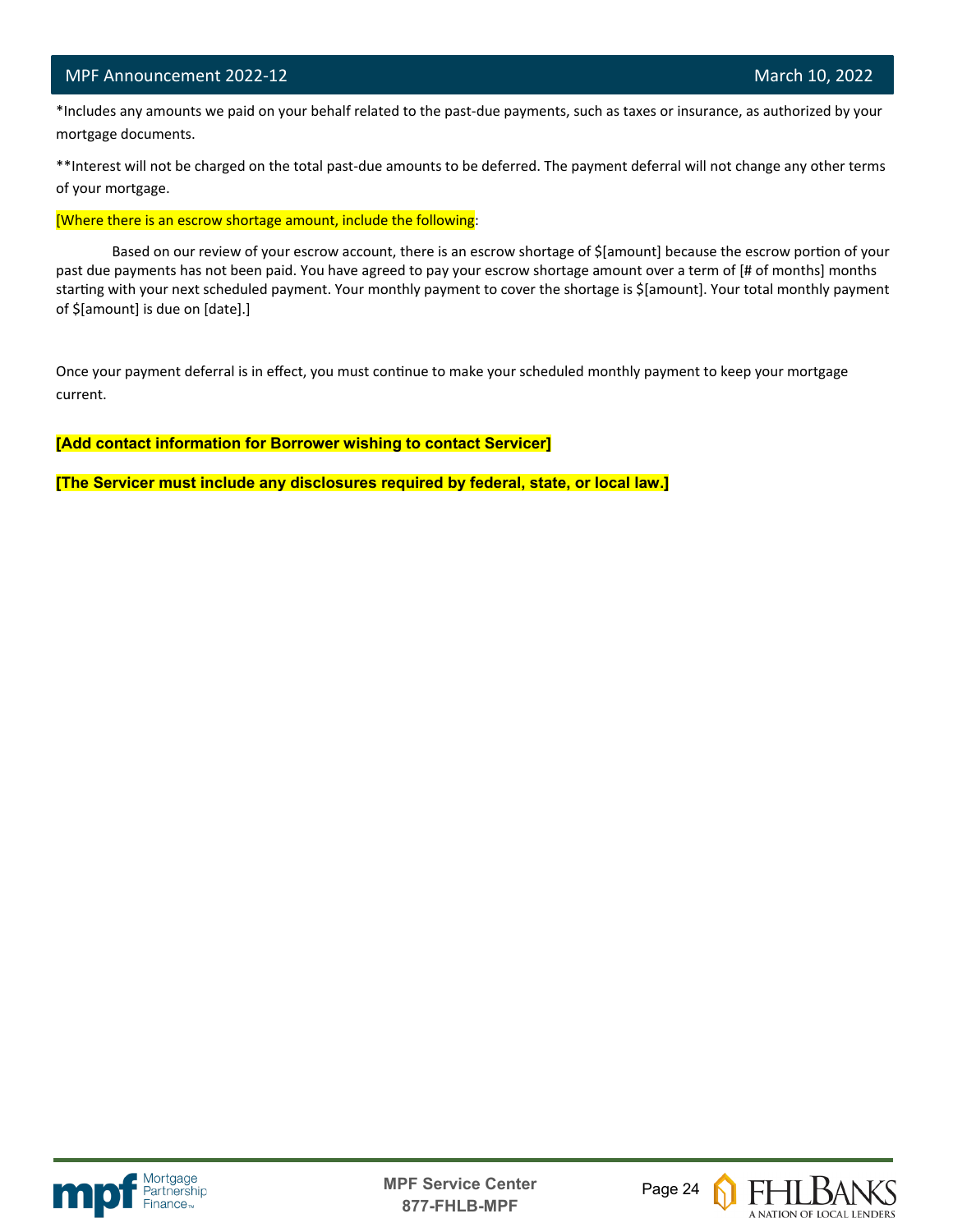*Includes any amounts we paid on your behalf related to the past-due payments, such as taxes or insurance, as authorized by your mortgage documents.

**Interest will not be charged on the total past-due amounts to be deferred. The payment deferral will not change any other terms of your mortgage.

[Where there is an escrow shortage amount, include the following:

Based on our review of your escrow account, there is an escrow shortage of $[amount] because the escrow portion of your past due payments has not been paid. You have agreed to pay your escrow shortage amount over a term of [# of months] months starting with your next scheduled payment. Your monthly payment to cover the shortage is $[amount]. Your total monthly payment of $[amount] is due on [date].]

Once your payment deferral is in effect, you must continue to make your scheduled monthly payment to keep your mortgage current.

**[Add contact information for Borrower wishing to contact Servicer]**

**[The Servicer must include any disclosures required by federal, state, or local law.]**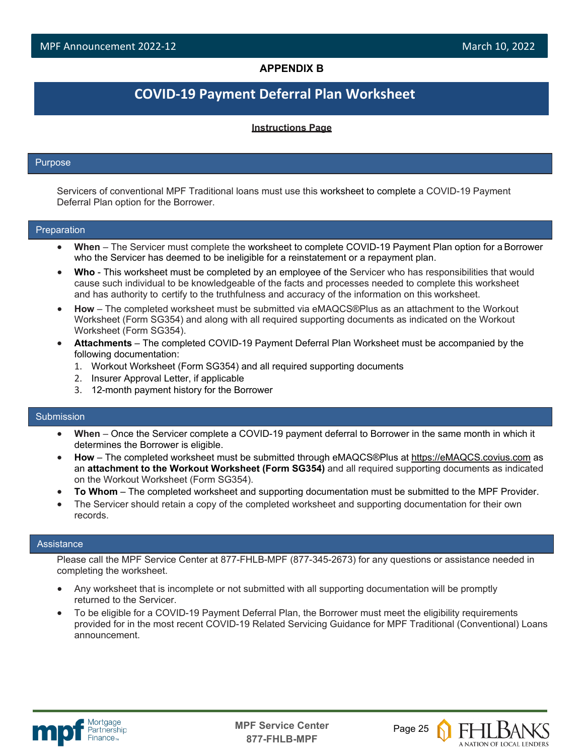**APPENDIX B**

# COVID-19 Payment Deferral Plan Worksheet

**Instructions Page**

## Purpose

Servicers of conventional MPF Traditional loans must use this worksheet to complete a COVID-19 Payment Deferral Plan option for the Borrower.

## Preparation

- **When** – The Servicer must complete the worksheet to complete COVID-19 Payment Plan option for a Borrower who the Servicer has deemed to be ineligible for a reinstatement or a repayment plan.
- **Who** - This worksheet must be completed by an employee of the Servicer who has responsibilities that would cause such individual to be knowledgeable of the facts and processes needed to complete this worksheet and has authority to certify to the truthfulness and accuracy of the information on this worksheet.
- **How** – The completed worksheet must be submitted via eMAQCS®Plus as an attachment to the Workout Worksheet (Form SG354) and along with all required supporting documents as indicated on the Workout Worksheet (Form SG354).
- **Attachments** – The completed COVID-19 Payment Deferral Plan Worksheet must be accompanied by the following documentation:
  1. Workout Worksheet (Form SG354) and all required supporting documents
  2. Insurer Approval Letter, if applicable
  3. 12-month payment history for the Borrower

## Submission

- **When** – Once the Servicer complete a COVID-19 payment deferral to Borrower in the same month in which it determines the Borrower is eligible.
- **How** – The completed worksheet must be submitted through eMAQCS®Plus at https://eMAQCS.covius.com as an **attachment to the Workout Worksheet (Form SG354)** and all required supporting documents as indicated on the Workout Worksheet (Form SG354).
- **To Whom** – The completed worksheet and supporting documentation must be submitted to the MPF Provider.
- The Servicer should retain a copy of the completed worksheet and supporting documentation for their own records.

## Assistance

Please call the MPF Service Center at 877-FHLB-MPF (877-345-2673) for any questions or assistance needed in completing the worksheet.

- Any worksheet that is incomplete or not submitted with all supporting documentation will be promptly returned to the Servicer.
- To be eligible for a COVID-19 Payment Deferral Plan, the Borrower must meet the eligibility requirements provided for in the most recent COVID-19 Related Servicing Guidance for MPF Traditional (Conventional) Loans announcement.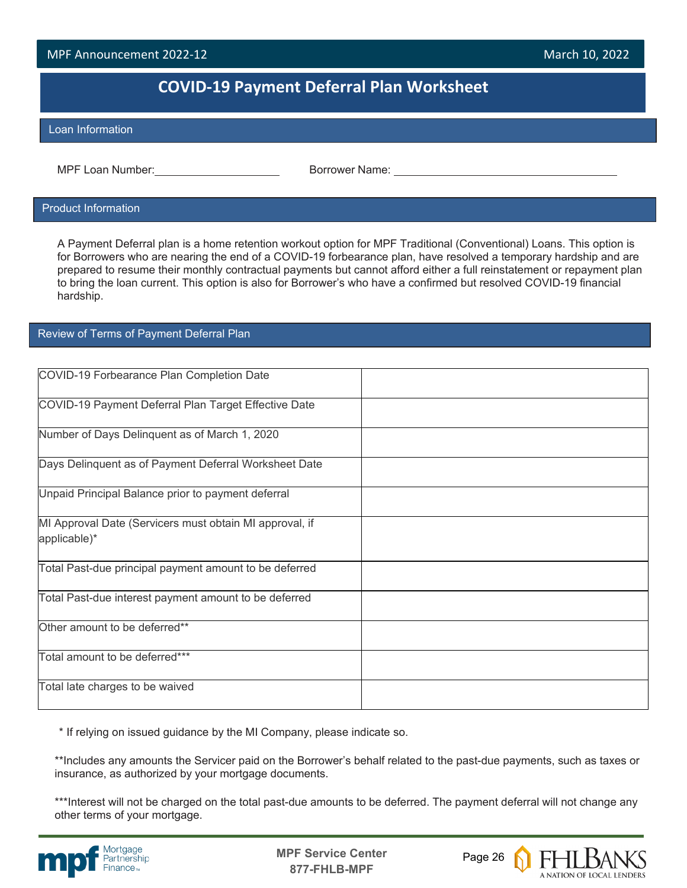# COVID-19 Payment Deferral Plan Worksheet

## Loan Information

MPF Loan Number:____________________ Borrower Name: ____________________________________

## Product Information

A Payment Deferral plan is a home retention workout option for MPF Traditional (Conventional) Loans. This option is for Borrowers who are nearing the end of a COVID-19 forbearance plan, have resolved a temporary hardship and are prepared to resume their monthly contractual payments but cannot afford either a full reinstatement or repayment plan to bring the loan current. This option is also for Borrower's who have a confirmed but resolved COVID-19 financial hardship.

## Review of Terms of Payment Deferral Plan

| | |
|---|---|
| COVID-19 Forbearance Plan Completion Date | |
| COVID-19 Payment Deferral Plan Target Effective Date | |
| Number of Days Delinquent as of March 1, 2020 | |
| Days Delinquent as of Payment Deferral Worksheet Date | |
| Unpaid Principal Balance prior to payment deferral | |
| MI Approval Date (Servicers must obtain MI approval, if applicable)* | |
| Total Past-due principal payment amount to be deferred | |
| Total Past-due interest payment amount to be deferred | |
| Other amount to be deferred** | |
| Total amount to be deferred*** | |
| Total late charges to be waived | |

* If relying on issued guidance by the MI Company, please indicate so.

**Includes any amounts the Servicer paid on the Borrower's behalf related to the past-due payments, such as taxes or insurance, as authorized by your mortgage documents.

***Interest will not be charged on the total past-due amounts to be deferred. The payment deferral will not change any other terms of your mortgage.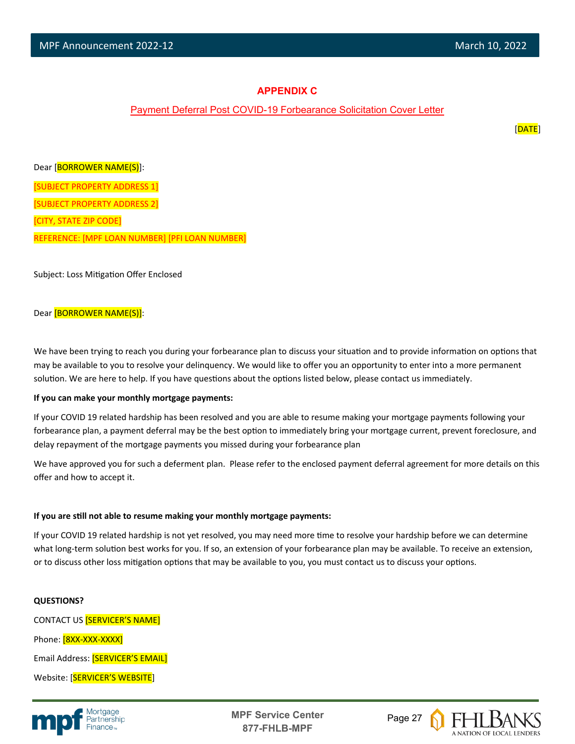## APPENDIX C

### Payment Deferral Post COVID-19 Forbearance Solicitation Cover Letter

[DATE]

Dear [BORROWER NAME(S)]:

[SUBJECT PROPERTY ADDRESS 1]

[SUBJECT PROPERTY ADDRESS 2]

[CITY, STATE ZIP CODE]

REFERENCE: [MPF LOAN NUMBER] [PFI LOAN NUMBER]

Subject: Loss Mitigation Offer Enclosed

Dear [BORROWER NAME(S)]:

We have been trying to reach you during your forbearance plan to discuss your situation and to provide information on options that may be available to you to resolve your delinquency. We would like to offer you an opportunity to enter into a more permanent solution. We are here to help. If you have questions about the options listed below, please contact us immediately.

**If you can make your monthly mortgage payments:**

If your COVID 19 related hardship has been resolved and you are able to resume making your mortgage payments following your forbearance plan, a payment deferral may be the best option to immediately bring your mortgage current, prevent foreclosure, and delay repayment of the mortgage payments you missed during your forbearance plan

We have approved you for such a deferment plan. Please refer to the enclosed payment deferral agreement for more details on this offer and how to accept it.

**If you are still not able to resume making your monthly mortgage payments:**

If your COVID 19 related hardship is not yet resolved, you may need more time to resolve your hardship before we can determine what long-term solution best works for you. If so, an extension of your forbearance plan may be available. To receive an extension, or to discuss other loss mitigation options that may be available to you, you must contact us to discuss your options.

**QUESTIONS?**

CONTACT US [SERVICER'S NAME]

Phone: [8XX-XXX-XXXX]

Email Address: [SERVICER'S EMAIL]

Website: [SERVICER'S WEBSITE]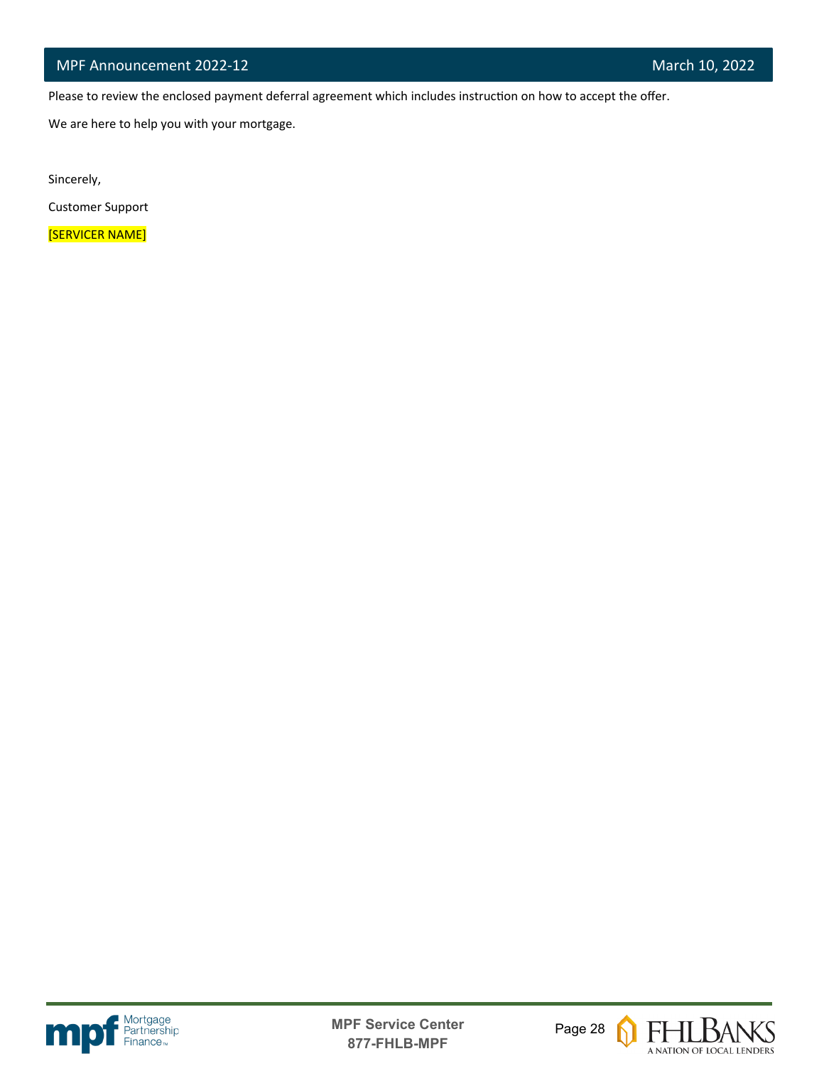Please to review the enclosed payment deferral agreement which includes instruction on how to accept the offer.

We are here to help you with your mortgage.

Sincerely,

Customer Support

[SERVICER NAME]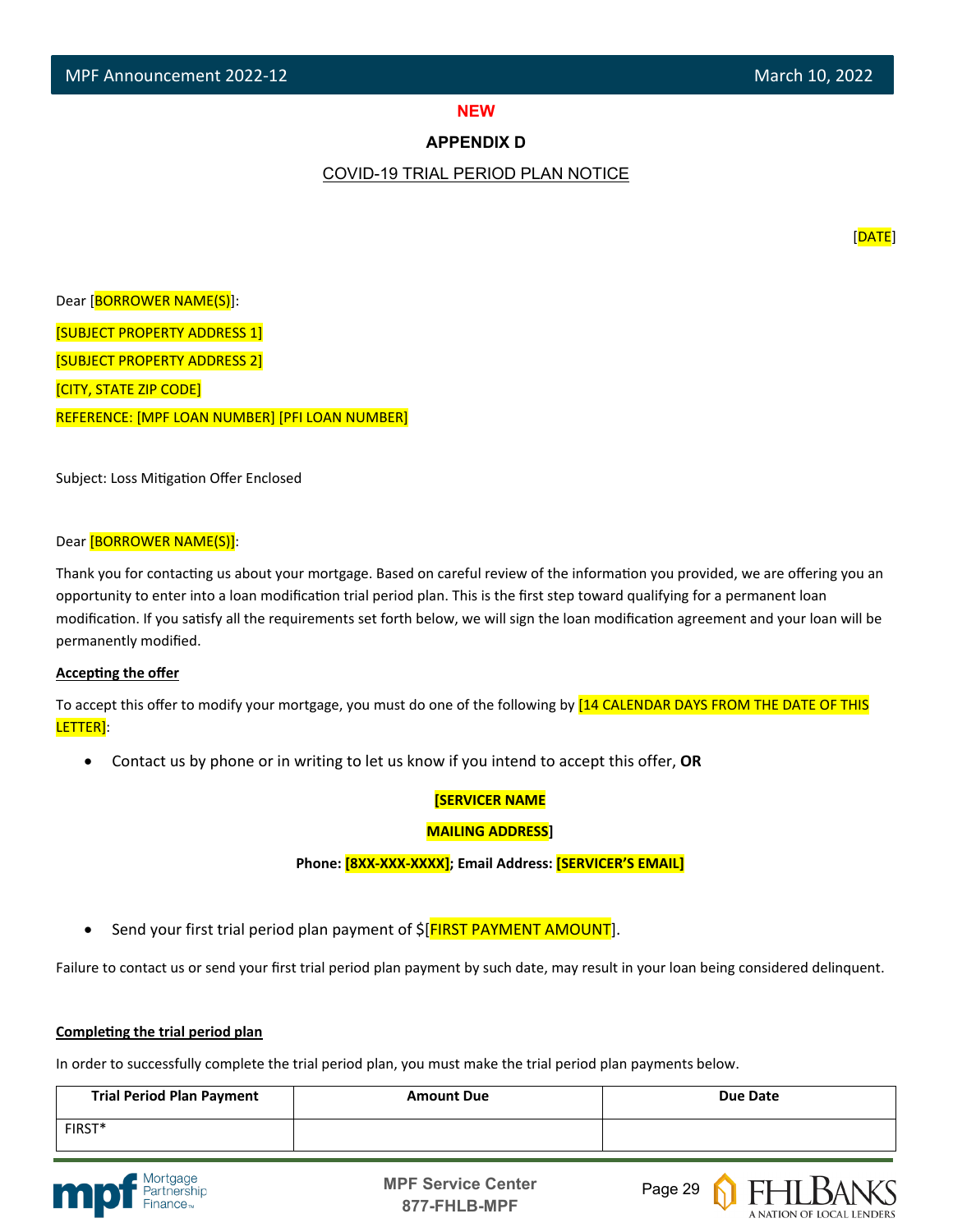**NEW**

## APPENDIX D

COVID-19 TRIAL PERIOD PLAN NOTICE

[DATE]

Dear [BORROWER NAME(S)]:

[SUBJECT PROPERTY ADDRESS 1]

[SUBJECT PROPERTY ADDRESS 2]

[CITY, STATE ZIP CODE]

REFERENCE: [MPF LOAN NUMBER] [PFI LOAN NUMBER]

Subject: Loss Mitigation Offer Enclosed

Dear [BORROWER NAME(S)]:

Thank you for contacting us about your mortgage. Based on careful review of the information you provided, we are offering you an opportunity to enter into a loan modification trial period plan. This is the first step toward qualifying for a permanent loan modification. If you satisfy all the requirements set forth below, we will sign the loan modification agreement and your loan will be permanently modified.

**Accepting the offer**

To accept this offer to modify your mortgage, you must do one of the following by [14 CALENDAR DAYS FROM THE DATE OF THIS LETTER]:

- Contact us by phone or in writing to let us know if you intend to accept this offer, **OR**

**[SERVICER NAME**

**MAILING ADDRESS]**

**Phone: [8XX-XXX-XXXX]; Email Address: [SERVICER'S EMAIL]**

- Send your first trial period plan payment of $[FIRST PAYMENT AMOUNT].

Failure to contact us or send your first trial period plan payment by such date, may result in your loan being considered delinquent.

**Completing the trial period plan**

In order to successfully complete the trial period plan, you must make the trial period plan payments below.

| Trial Period Plan Payment | Amount Due | Due Date |
|---|---|---|
| FIRST* | | |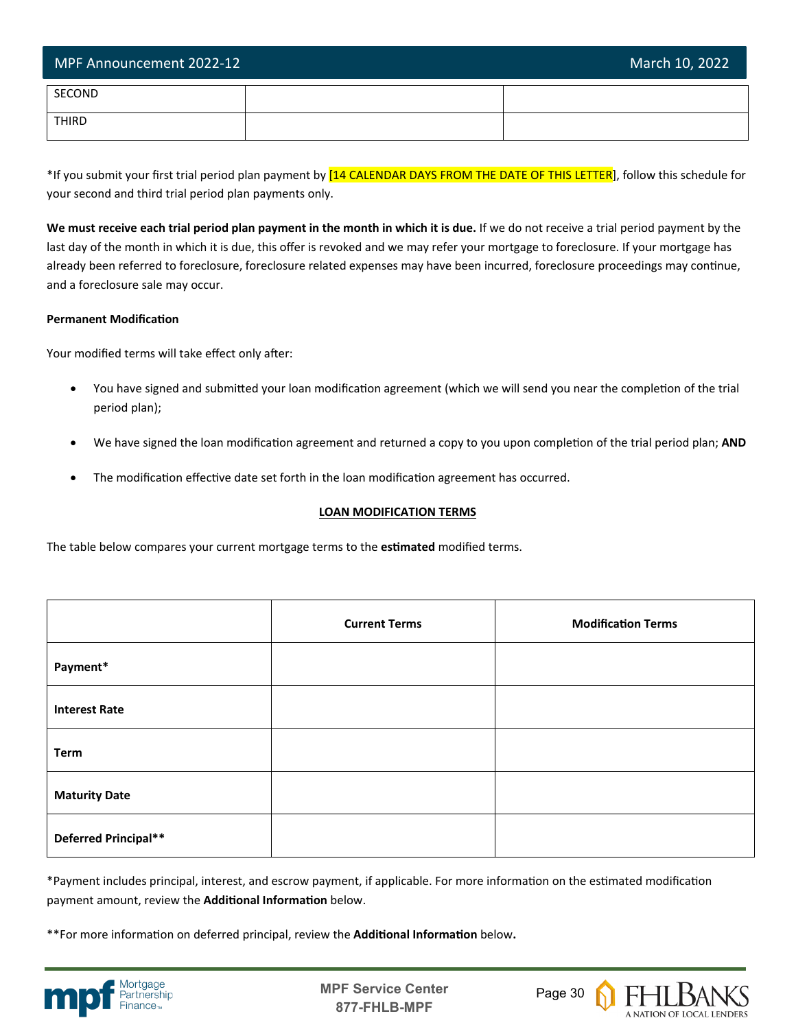| SECOND | | |
|---|---|---|
| THIRD | | |

*If you submit your first trial period plan payment by [14 CALENDAR DAYS FROM THE DATE OF THIS LETTER], follow this schedule for your second and third trial period plan payments only.

**We must receive each trial period plan payment in the month in which it is due.** If we do not receive a trial period payment by the last day of the month in which it is due, this offer is revoked and we may refer your mortgage to foreclosure. If your mortgage has already been referred to foreclosure, foreclosure related expenses may have been incurred, foreclosure proceedings may continue, and a foreclosure sale may occur.

**Permanent Modification**

Your modified terms will take effect only after:

- You have signed and submitted your loan modification agreement (which we will send you near the completion of the trial period plan);
- We have signed the loan modification agreement and returned a copy to you upon completion of the trial period plan; **AND**
- The modification effective date set forth in the loan modification agreement has occurred.

**LOAN MODIFICATION TERMS**

The table below compares your current mortgage terms to the **estimated** modified terms.

| | **Current Terms** | **Modification Terms** |
|---|---|---|
| **Payment*** | | |
| **Interest Rate** | | |
| **Term** | | |
| **Maturity Date** | | |
| **Deferred Principal**** | | |

*Payment includes principal, interest, and escrow payment, if applicable. For more information on the estimated modification payment amount, review the **Additional Information** below.

**For more information on deferred principal, review the **Additional Information** below**.**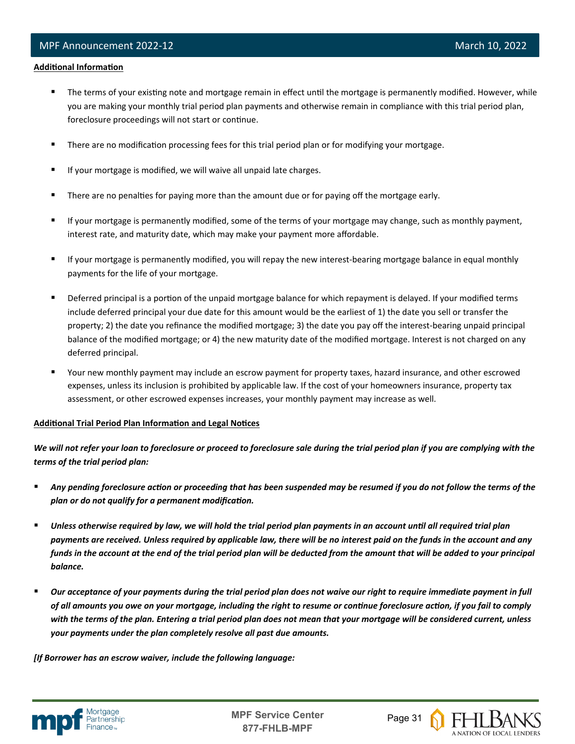**<u>Additional Information</u>**

- The terms of your existing note and mortgage remain in effect until the mortgage is permanently modified. However, while you are making your monthly trial period plan payments and otherwise remain in compliance with this trial period plan, foreclosure proceedings will not start or continue.
- There are no modification processing fees for this trial period plan or for modifying your mortgage.
- If your mortgage is modified, we will waive all unpaid late charges.
- There are no penalties for paying more than the amount due or for paying off the mortgage early.
- If your mortgage is permanently modified, some of the terms of your mortgage may change, such as monthly payment, interest rate, and maturity date, which may make your payment more affordable.
- If your mortgage is permanently modified, you will repay the new interest-bearing mortgage balance in equal monthly payments for the life of your mortgage.
- Deferred principal is a portion of the unpaid mortgage balance for which repayment is delayed. If your modified terms include deferred principal your due date for this amount would be the earliest of 1) the date you sell or transfer the property; 2) the date you refinance the modified mortgage; 3) the date you pay off the interest-bearing unpaid principal balance of the modified mortgage; or 4) the new maturity date of the modified mortgage. Interest is not charged on any deferred principal.
- Your new monthly payment may include an escrow payment for property taxes, hazard insurance, and other escrowed expenses, unless its inclusion is prohibited by applicable law. If the cost of your homeowners insurance, property tax assessment, or other escrowed expenses increases, your monthly payment may increase as well.

**<u>Additional Trial Period Plan Information and Legal Notices</u>**

***We will not refer your loan to foreclosure or proceed to foreclosure sale during the trial period plan if you are complying with the terms of the trial period plan:***

- ***Any pending foreclosure action or proceeding that has been suspended may be resumed if you do not follow the terms of the plan or do not qualify for a permanent modification.***
- ***Unless otherwise required by law, we will hold the trial period plan payments in an account until all required trial plan payments are received. Unless required by applicable law, there will be no interest paid on the funds in the account and any funds in the account at the end of the trial period plan will be deducted from the amount that will be added to your principal balance.***
- ***Our acceptance of your payments during the trial period plan does not waive our right to require immediate payment in full of all amounts you owe on your mortgage, including the right to resume or continue foreclosure action, if you fail to comply with the terms of the plan. Entering a trial period plan does not mean that your mortgage will be considered current, unless your payments under the plan completely resolve all past due amounts.***

***[If Borrower has an escrow waiver, include the following language:***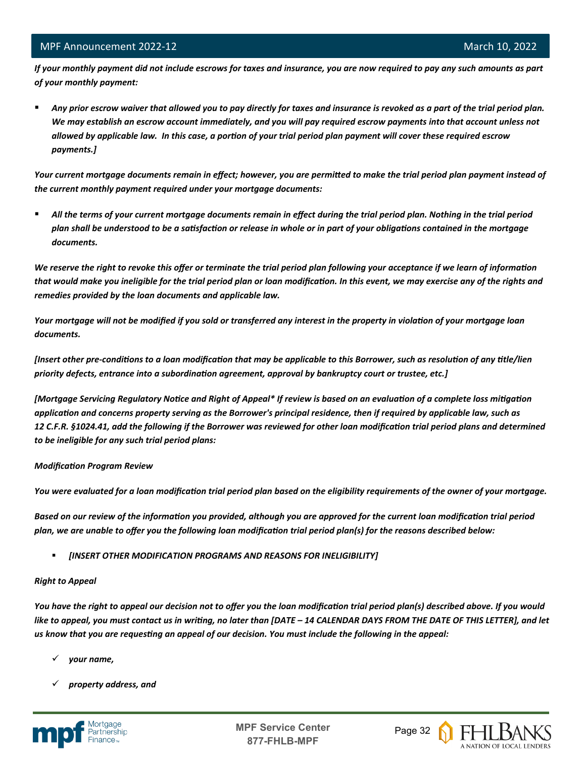***If your monthly payment did not include escrows for taxes and insurance, you are now required to pay any such amounts as part of your monthly payment:***

- ***Any prior escrow waiver that allowed you to pay directly for taxes and insurance is revoked as a part of the trial period plan. We may establish an escrow account immediately, and you will pay required escrow payments into that account unless not allowed by applicable law. In this case, a portion of your trial period plan payment will cover these required escrow payments.]***

***Your current mortgage documents remain in effect; however, you are permitted to make the trial period plan payment instead of the current monthly payment required under your mortgage documents:***

- ***All the terms of your current mortgage documents remain in effect during the trial period plan. Nothing in the trial period plan shall be understood to be a satisfaction or release in whole or in part of your obligations contained in the mortgage documents.***

***We reserve the right to revoke this offer or terminate the trial period plan following your acceptance if we learn of information that would make you ineligible for the trial period plan or loan modification. In this event, we may exercise any of the rights and remedies provided by the loan documents and applicable law.***

***Your mortgage will not be modified if you sold or transferred any interest in the property in violation of your mortgage loan documents.***

***[Insert other pre-conditions to a loan modification that may be applicable to this Borrower, such as resolution of any title/lien priority defects, entrance into a subordination agreement, approval by bankruptcy court or trustee, etc.]***

***[Mortgage Servicing Regulatory Notice and Right of Appeal* If review is based on an evaluation of a complete loss mitigation application and concerns property serving as the Borrower's principal residence, then if required by applicable law, such as 12 C.F.R. §1024.41, add the following if the Borrower was reviewed for other loan modification trial period plans and determined to be ineligible for any such trial period plans:***

***Modification Program Review***

***You were evaluated for a loan modification trial period plan based on the eligibility requirements of the owner of your mortgage.***

***Based on our review of the information you provided, although you are approved for the current loan modification trial period plan, we are unable to offer you the following loan modification trial period plan(s) for the reasons described below:***

- ***[INSERT OTHER MODIFICATION PROGRAMS AND REASONS FOR INELIGIBILITY]***

***Right to Appeal***

***You have the right to appeal our decision not to offer you the loan modification trial period plan(s) described above. If you would like to appeal, you must contact us in writing, no later than [DATE – 14 CALENDAR DAYS FROM THE DATE OF THIS LETTER], and let us know that you are requesting an appeal of our decision. You must include the following in the appeal:***

- ✓ ***your name,***
- ✓ ***property address, and***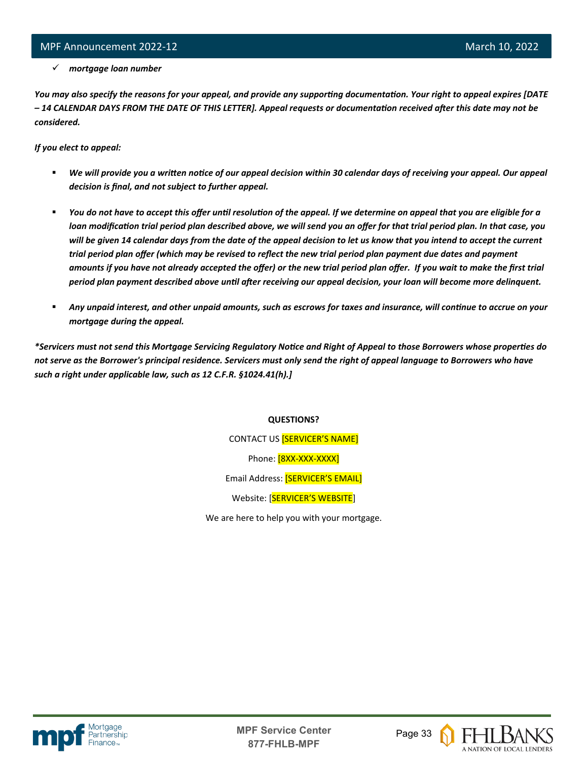- ✓ ***mortgage loan number***

***You may also specify the reasons for your appeal, and provide any supporting documentation. Your right to appeal expires [DATE – 14 CALENDAR DAYS FROM THE DATE OF THIS LETTER]. Appeal requests or documentation received after this date may not be considered.***

***If you elect to appeal:***

- ***We will provide you a written notice of our appeal decision within 30 calendar days of receiving your appeal. Our appeal decision is final, and not subject to further appeal.***
- ***You do not have to accept this offer until resolution of the appeal. If we determine on appeal that you are eligible for a loan modification trial period plan described above, we will send you an offer for that trial period plan. In that case, you will be given 14 calendar days from the date of the appeal decision to let us know that you intend to accept the current trial period plan offer (which may be revised to reflect the new trial period plan payment due dates and payment amounts if you have not already accepted the offer) or the new trial period plan offer. If you wait to make the first trial period plan payment described above until after receiving our appeal decision, your loan will become more delinquent.***
- ***Any unpaid interest, and other unpaid amounts, such as escrows for taxes and insurance, will continue to accrue on your mortgage during the appeal.***

***\*Servicers must not send this Mortgage Servicing Regulatory Notice and Right of Appeal to those Borrowers whose properties do not serve as the Borrower's principal residence. Servicers must only send the right of appeal language to Borrowers who have such a right under applicable law, such as 12 C.F.R. §1024.41(h).]***

**QUESTIONS?**

CONTACT US [SERVICER'S NAME]

Phone: [8XX-XXX-XXXX]

Email Address: [SERVICER'S EMAIL]

Website: [SERVICER'S WEBSITE]

We are here to help you with your mortgage.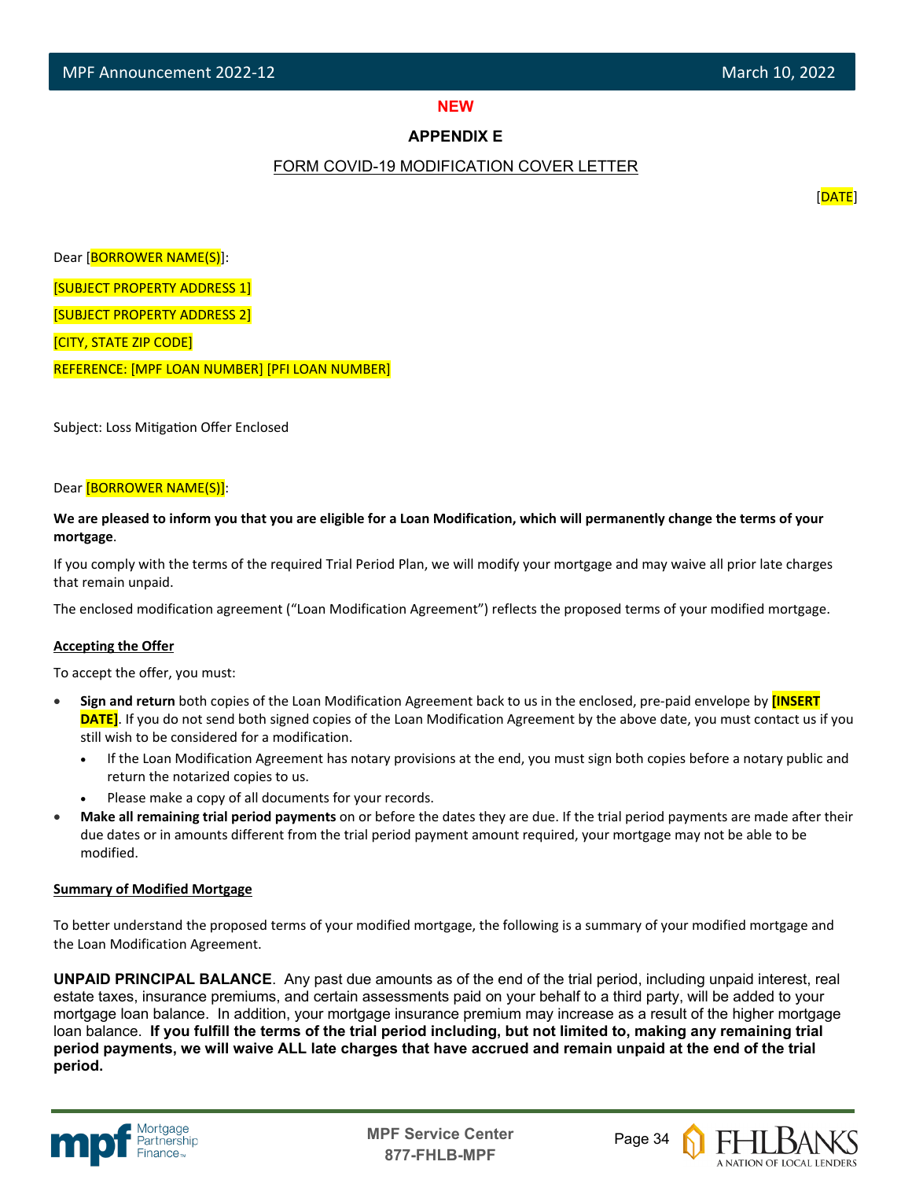NEW

## APPENDIX E

FORM COVID-19 MODIFICATION COVER LETTER

[DATE]

Dear [BORROWER NAME(S)]:

[SUBJECT PROPERTY ADDRESS 1]

[SUBJECT PROPERTY ADDRESS 2]

[CITY, STATE ZIP CODE]

REFERENCE: [MPF LOAN NUMBER] [PFI LOAN NUMBER]

Subject: Loss Mitigation Offer Enclosed

Dear [BORROWER NAME(S)]:

**We are pleased to inform you that you are eligible for a Loan Modification, which will permanently change the terms of your mortgage**.

If you comply with the terms of the required Trial Period Plan, we will modify your mortgage and may waive all prior late charges that remain unpaid.

The enclosed modification agreement ("Loan Modification Agreement") reflects the proposed terms of your modified mortgage.

**Accepting the Offer**

To accept the offer, you must:

- **Sign and return** both copies of the Loan Modification Agreement back to us in the enclosed, pre-paid envelope by **[INSERT DATE]**. If you do not send both signed copies of the Loan Modification Agreement by the above date, you must contact us if you still wish to be considered for a modification.
  - If the Loan Modification Agreement has notary provisions at the end, you must sign both copies before a notary public and return the notarized copies to us.
  - Please make a copy of all documents for your records.
- **Make all remaining trial period payments** on or before the dates they are due. If the trial period payments are made after their due dates or in amounts different from the trial period payment amount required, your mortgage may not be able to be modified.

**Summary of Modified Mortgage**

To better understand the proposed terms of your modified mortgage, the following is a summary of your modified mortgage and the Loan Modification Agreement.

**UNPAID PRINCIPAL BALANCE**. Any past due amounts as of the end of the trial period, including unpaid interest, real estate taxes, insurance premiums, and certain assessments paid on your behalf to a third party, will be added to your mortgage loan balance. In addition, your mortgage insurance premium may increase as a result of the higher mortgage loan balance. **If you fulfill the terms of the trial period including, but not limited to, making any remaining trial period payments, we will waive ALL late charges that have accrued and remain unpaid at the end of the trial period.**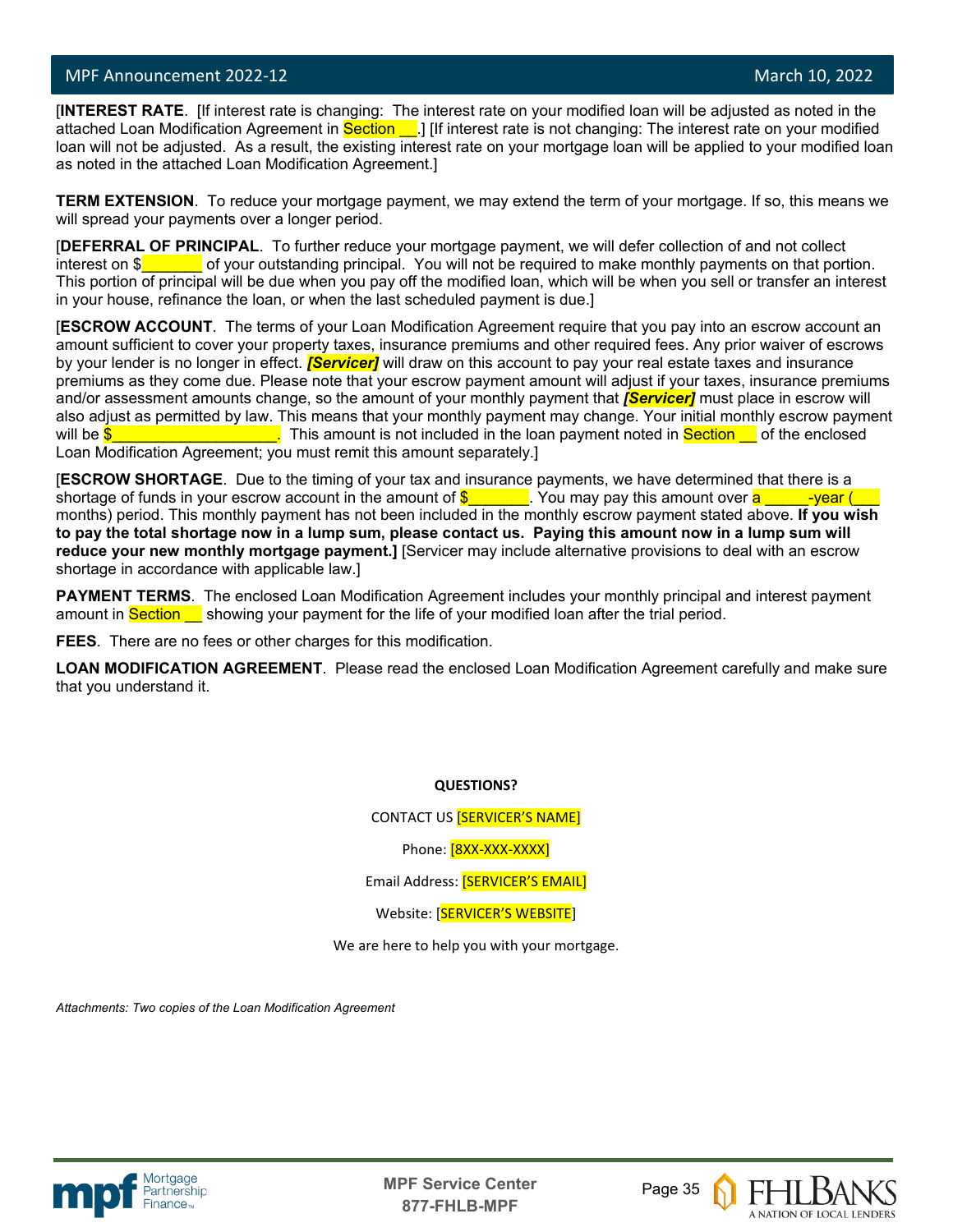[**INTEREST RATE**. [If interest rate is changing: The interest rate on your modified loan will be adjusted as noted in the attached Loan Modification Agreement in Section __.] [If interest rate is not changing: The interest rate on your modified loan will not be adjusted. As a result, the existing interest rate on your mortgage loan will be applied to your modified loan as noted in the attached Loan Modification Agreement.]

**TERM EXTENSION**. To reduce your mortgage payment, we may extend the term of your mortgage. If so, this means we will spread your payments over a longer period.

[**DEFERRAL OF PRINCIPAL**. To further reduce your mortgage payment, we will defer collection of and not collect interest on $_______ of your outstanding principal. You will not be required to make monthly payments on that portion. This portion of principal will be due when you pay off the modified loan, which will be when you sell or transfer an interest in your house, refinance the loan, or when the last scheduled payment is due.]

[**ESCROW ACCOUNT**. The terms of your Loan Modification Agreement require that you pay into an escrow account an amount sufficient to cover your property taxes, insurance premiums and other required fees. Any prior waiver of escrows by your lender is no longer in effect. ***[Servicer]*** will draw on this account to pay your real estate taxes and insurance premiums as they come due. Please note that your escrow payment amount will adjust if your taxes, insurance premiums and/or assessment amounts change, so the amount of your monthly payment that ***[Servicer]*** must place in escrow will also adjust as permitted by law. This means that your monthly payment may change. Your initial monthly escrow payment will be $___________________. This amount is not included in the loan payment noted in Section __ of the enclosed Loan Modification Agreement; you must remit this amount separately.]

[**ESCROW SHORTAGE**. Due to the timing of your tax and insurance payments, we have determined that there is a shortage of funds in your escrow account in the amount of $_______. You may pay this amount over a _____-year (___ months) period. This monthly payment has not been included in the monthly escrow payment stated above. **If you wish to pay the total shortage now in a lump sum, please contact us. Paying this amount now in a lump sum will reduce your new monthly mortgage payment.]** [Servicer may include alternative provisions to deal with an escrow shortage in accordance with applicable law.]

**PAYMENT TERMS**. The enclosed Loan Modification Agreement includes your monthly principal and interest payment amount in Section __ showing your payment for the life of your modified loan after the trial period.

**FEES**. There are no fees or other charges for this modification.

**LOAN MODIFICATION AGREEMENT**. Please read the enclosed Loan Modification Agreement carefully and make sure that you understand it.

**QUESTIONS?**

CONTACT US [SERVICER'S NAME]

Phone: [8XX-XXX-XXXX]

Email Address: [SERVICER'S EMAIL]

Website: [SERVICER'S WEBSITE]

We are here to help you with your mortgage.

*Attachments: Two copies of the Loan Modification Agreement*